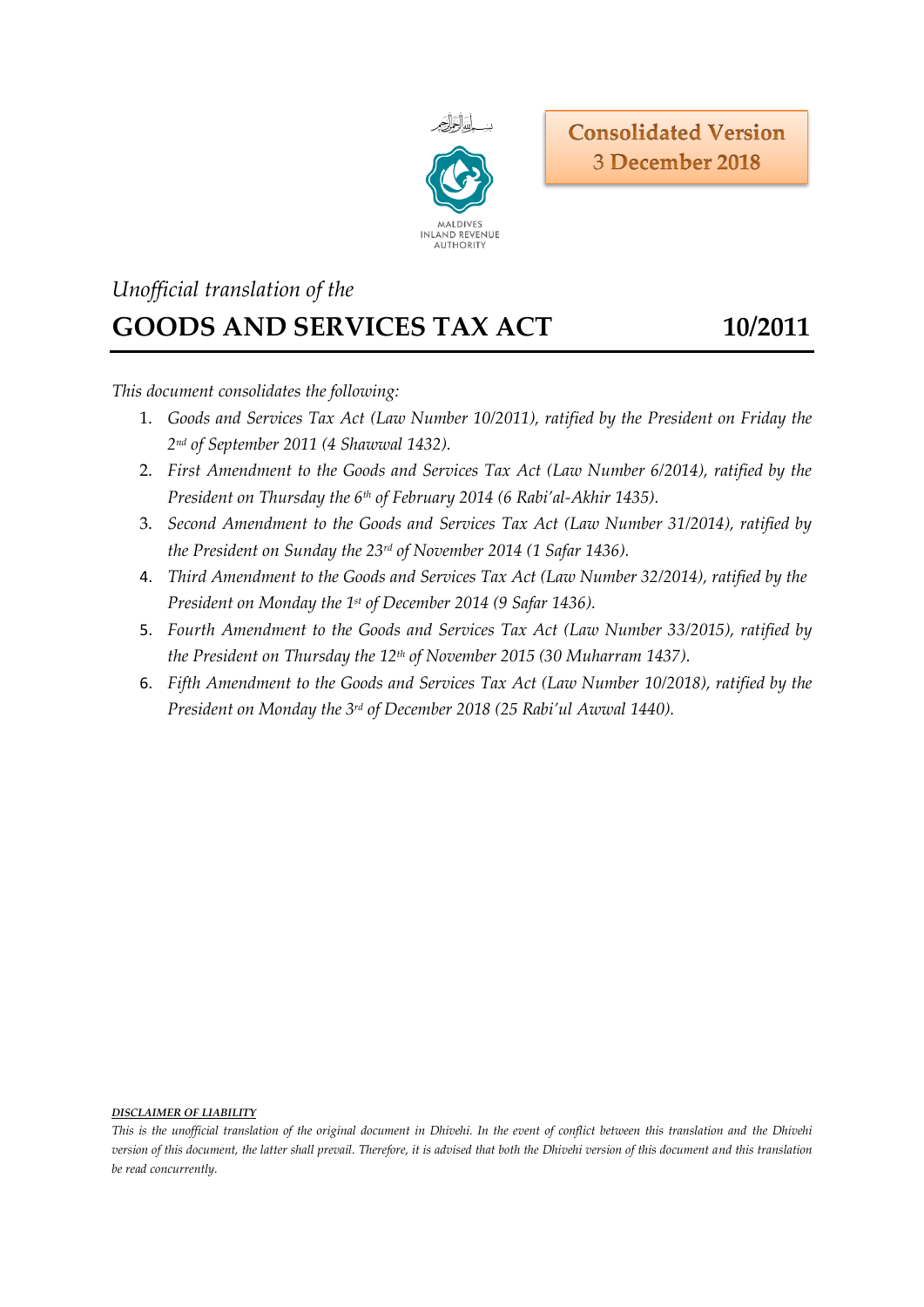بسم الله الرحمن الرحيم

MALDIVES INLAND REVENUE AUTHORITY

**Consolidated Version**
**3 December 2018**

*Unofficial translation of the*

# GOODS AND SERVICES TAX ACT 10/2011

*This document consolidates the following:*

1. *Goods and Services Tax Act (Law Number 10/2011), ratified by the President on Friday the 2nd of September 2011 (4 Shawwal 1432).*
2. *First Amendment to the Goods and Services Tax Act (Law Number 6/2014), ratified by the President on Thursday the 6th of February 2014 (6 Rabi'al-Akhir 1435).*
3. *Second Amendment to the Goods and Services Tax Act (Law Number 31/2014), ratified by the President on Sunday the 23rd of November 2014 (1 Safar 1436).*
4. *Third Amendment to the Goods and Services Tax Act (Law Number 32/2014), ratified by the President on Monday the 1st of December 2014 (9 Safar 1436).*
5. *Fourth Amendment to the Goods and Services Tax Act (Law Number 33/2015), ratified by the President on Thursday the 12th of November 2015 (30 Muharram 1437).*
6. *Fifth Amendment to the Goods and Services Tax Act (Law Number 10/2018), ratified by the President on Monday the 3rd of December 2018 (25 Rabi'ul Awwal 1440).*

***DISCLAIMER OF LIABILITY***

*This is the unofficial translation of the original document in Dhivehi. In the event of conflict between this translation and the Dhivehi version of this document, the latter shall prevail. Therefore, it is advised that both the Dhivehi version of this document and this translation be read concurrently.*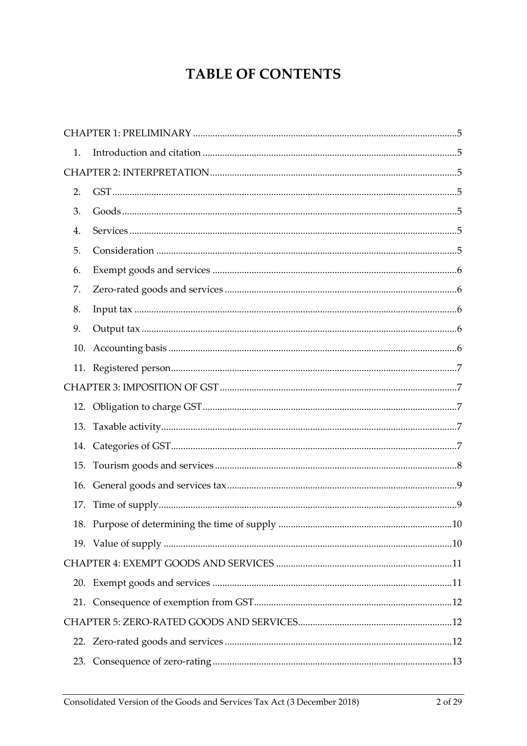# TABLE OF CONTENTS

CHAPTER 1: PRELIMINARY ....................................................................................................5

1. Introduction and citation ....................................................................................................5

CHAPTER 2: INTERPRETATION ..........................................................................................5

2. GST ........................................................................................................................................5
3. Goods ....................................................................................................................................5
4. Services ..................................................................................................................................5
5. Consideration .......................................................................................................................5
6. Exempt goods and services ................................................................................................6
7. Zero-rated goods and services ...........................................................................................6
8. Input tax ................................................................................................................................6
9. Output tax .............................................................................................................................6
10. Accounting basis ..................................................................................................................6
11. Registered person .................................................................................................................7

CHAPTER 3: IMPOSITION OF GST .......................................................................................7

12. Obligation to charge GST ....................................................................................................7
13. Taxable activity .....................................................................................................................7
14. Categories of GST .................................................................................................................7
15. Tourism goods and services ...............................................................................................8
16. General goods and services tax ..........................................................................................9
17. Time of supply ......................................................................................................................9
18. Purpose of determining the time of supply ....................................................................10
19. Value of supply ...................................................................................................................10

CHAPTER 4: EXEMPT GOODS AND SERVICES ..............................................................11

20. Exempt goods and services ...............................................................................................11
21. Consequence of exemption from GST .............................................................................12

CHAPTER 5: ZERO-RATED GOODS AND SERVICES .....................................................12

22. Zero-rated goods and services ..........................................................................................12
23. Consequence of zero-rating ...............................................................................................13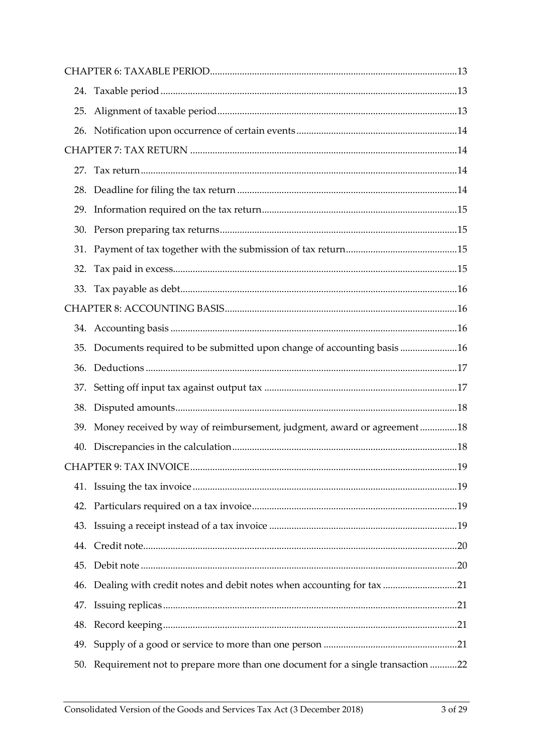CHAPTER 6: TAXABLE PERIOD ....... 13

24. Taxable period ....... 13

25. Alignment of taxable period ....... 13

26. Notification upon occurrence of certain events ....... 14

CHAPTER 7: TAX RETURN ....... 14

27. Tax return ....... 14

28. Deadline for filing the tax return ....... 14

29. Information required on the tax return ....... 15

30. Person preparing tax returns ....... 15

31. Payment of tax together with the submission of tax return ....... 15

32. Tax paid in excess ....... 15

33. Tax payable as debt ....... 16

CHAPTER 8: ACCOUNTING BASIS ....... 16

34. Accounting basis ....... 16

35. Documents required to be submitted upon change of accounting basis ....... 16

36. Deductions ....... 17

37. Setting off input tax against output tax ....... 17

38. Disputed amounts ....... 18

39. Money received by way of reimbursement, judgment, award or agreement ....... 18

40. Discrepancies in the calculation ....... 18

CHAPTER 9: TAX INVOICE ....... 19

41. Issuing the tax invoice ....... 19

42. Particulars required on a tax invoice ....... 19

43. Issuing a receipt instead of a tax invoice ....... 19

44. Credit note ....... 20

45. Debit note ....... 20

46. Dealing with credit notes and debit notes when accounting for tax ....... 21

47. Issuing replicas ....... 21

48. Record keeping ....... 21

49. Supply of a good or service to more than one person ....... 21

50. Requirement not to prepare more than one document for a single transaction ....... 22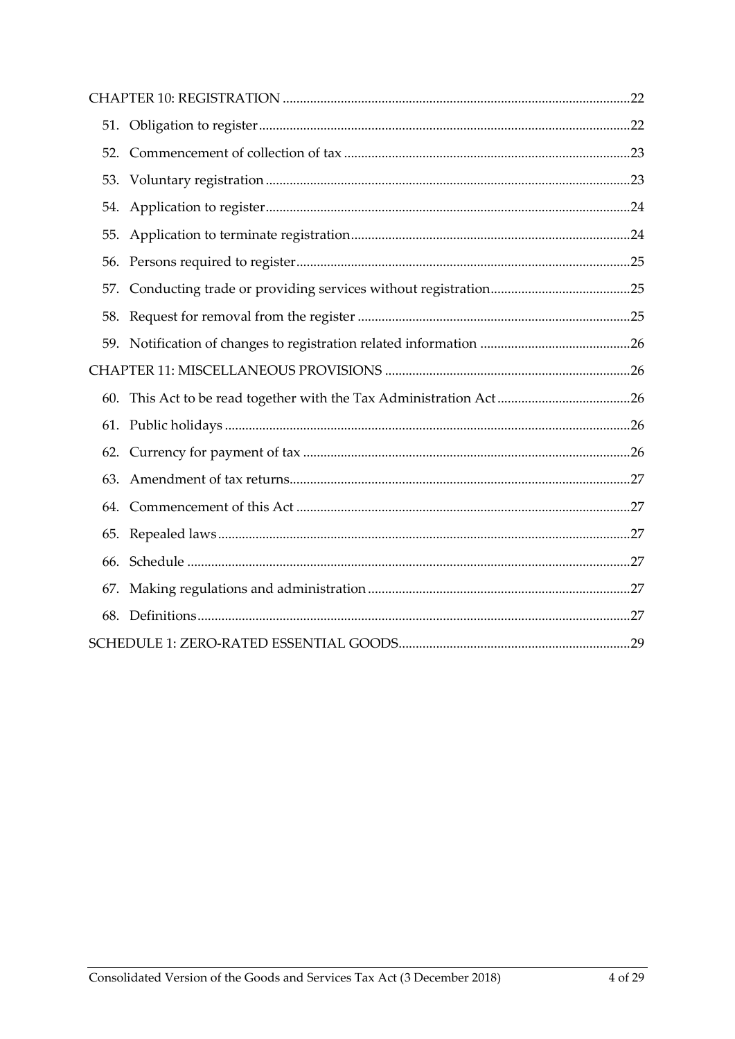CHAPTER 10: REGISTRATION ... 22

51. Obligation to register ... 22
52. Commencement of collection of tax ... 23
53. Voluntary registration ... 23
54. Application to register ... 24
55. Application to terminate registration ... 24
56. Persons required to register ... 25
57. Conducting trade or providing services without registration ... 25
58. Request for removal from the register ... 25
59. Notification of changes to registration related information ... 26

CHAPTER 11: MISCELLANEOUS PROVISIONS ... 26

60. This Act to be read together with the Tax Administration Act ... 26
61. Public holidays ... 26
62. Currency for payment of tax ... 26
63. Amendment of tax returns ... 27
64. Commencement of this Act ... 27
65. Repealed laws ... 27
66. Schedule ... 27
67. Making regulations and administration ... 27
68. Definitions ... 27

SCHEDULE 1: ZERO-RATED ESSENTIAL GOODS ... 29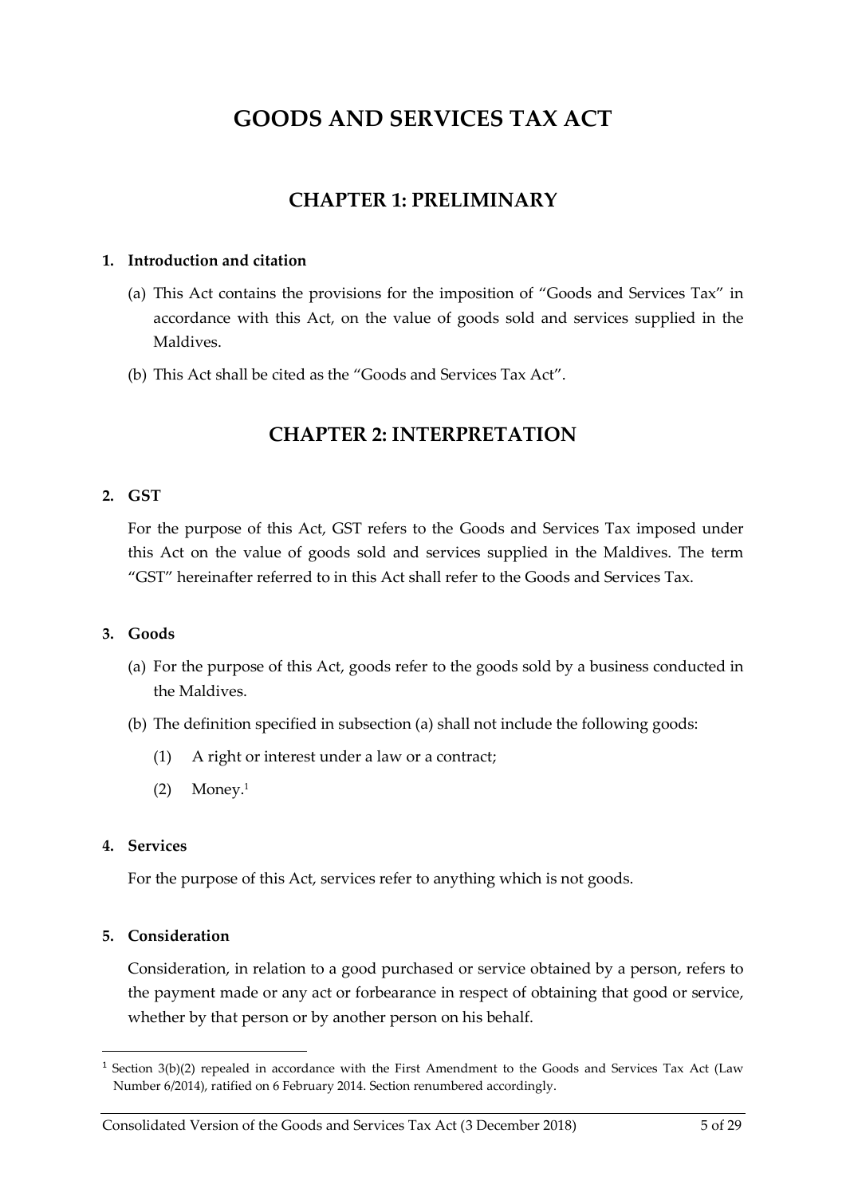# GOODS AND SERVICES TAX ACT

## CHAPTER 1: PRELIMINARY

**1. Introduction and citation**

(a) This Act contains the provisions for the imposition of "Goods and Services Tax" in accordance with this Act, on the value of goods sold and services supplied in the Maldives.

(b) This Act shall be cited as the "Goods and Services Tax Act".

## CHAPTER 2: INTERPRETATION

**2. GST**

For the purpose of this Act, GST refers to the Goods and Services Tax imposed under this Act on the value of goods sold and services supplied in the Maldives. The term "GST" hereinafter referred to in this Act shall refer to the Goods and Services Tax.

**3. Goods**

(a) For the purpose of this Act, goods refer to the goods sold by a business conducted in the Maldives.

(b) The definition specified in subsection (a) shall not include the following goods:

(1) A right or interest under a law or a contract;

(2) Money.[1]

**4. Services**

For the purpose of this Act, services refer to anything which is not goods.

**5. Consideration**

Consideration, in relation to a good purchased or service obtained by a person, refers to the payment made or any act or forbearance in respect of obtaining that good or service, whether by that person or by another person on his behalf.

---

[1] Section 3(b)(2) repealed in accordance with the First Amendment to the Goods and Services Tax Act (Law Number 6/2014), ratified on 6 February 2014. Section renumbered accordingly.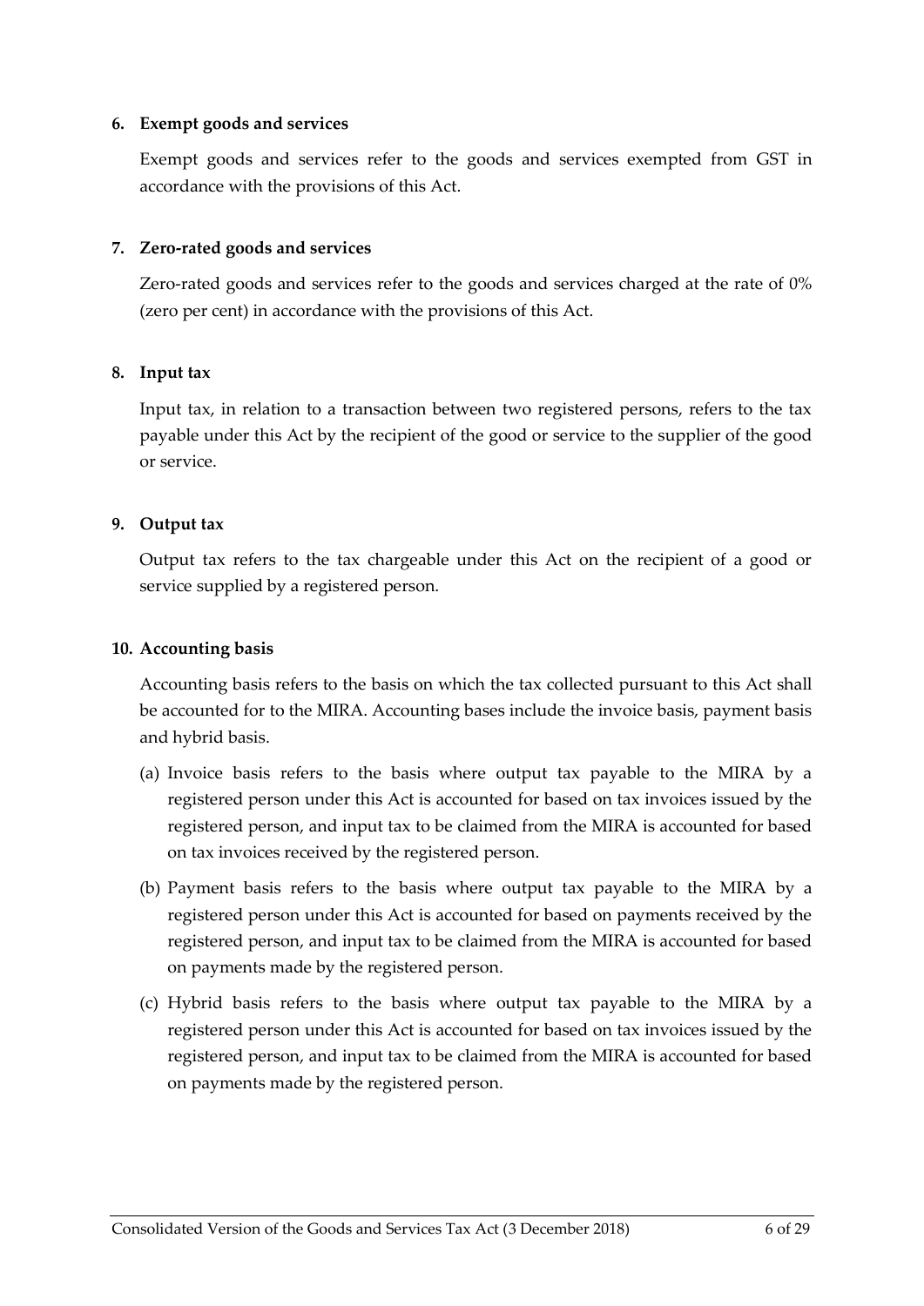**6. Exempt goods and services**

Exempt goods and services refer to the goods and services exempted from GST in accordance with the provisions of this Act.

**7. Zero-rated goods and services**

Zero-rated goods and services refer to the goods and services charged at the rate of 0% (zero per cent) in accordance with the provisions of this Act.

**8. Input tax**

Input tax, in relation to a transaction between two registered persons, refers to the tax payable under this Act by the recipient of the good or service to the supplier of the good or service.

**9. Output tax**

Output tax refers to the tax chargeable under this Act on the recipient of a good or service supplied by a registered person.

**10. Accounting basis**

Accounting basis refers to the basis on which the tax collected pursuant to this Act shall be accounted for to the MIRA. Accounting bases include the invoice basis, payment basis and hybrid basis.

(a) Invoice basis refers to the basis where output tax payable to the MIRA by a registered person under this Act is accounted for based on tax invoices issued by the registered person, and input tax to be claimed from the MIRA is accounted for based on tax invoices received by the registered person.

(b) Payment basis refers to the basis where output tax payable to the MIRA by a registered person under this Act is accounted for based on payments received by the registered person, and input tax to be claimed from the MIRA is accounted for based on payments made by the registered person.

(c) Hybrid basis refers to the basis where output tax payable to the MIRA by a registered person under this Act is accounted for based on tax invoices issued by the registered person, and input tax to be claimed from the MIRA is accounted for based on payments made by the registered person.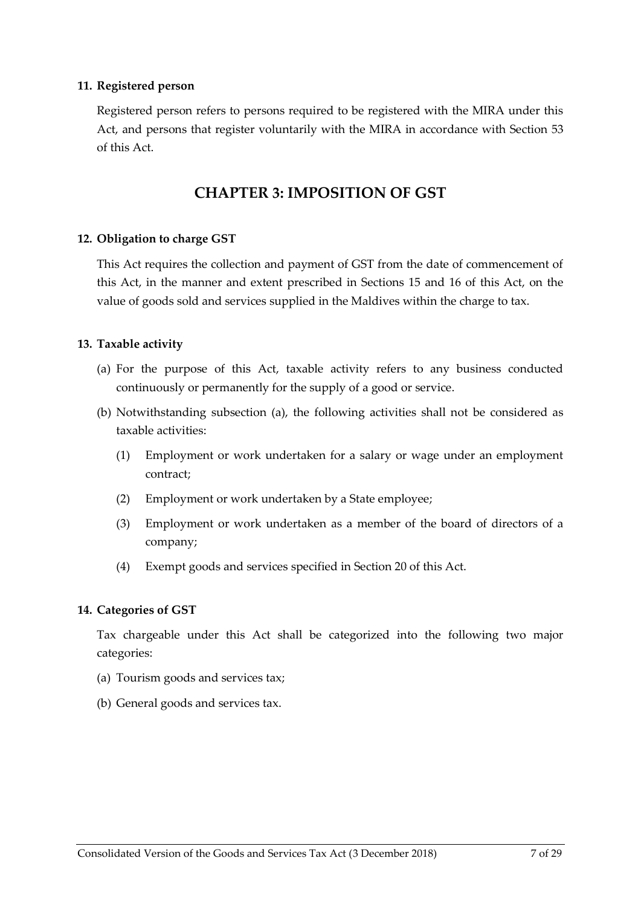### 11. Registered person

Registered person refers to persons required to be registered with the MIRA under this Act, and persons that register voluntarily with the MIRA in accordance with Section 53 of this Act.

## CHAPTER 3: IMPOSITION OF GST

### 12. Obligation to charge GST

This Act requires the collection and payment of GST from the date of commencement of this Act, in the manner and extent prescribed in Sections 15 and 16 of this Act, on the value of goods sold and services supplied in the Maldives within the charge to tax.

### 13. Taxable activity

(a) For the purpose of this Act, taxable activity refers to any business conducted continuously or permanently for the supply of a good or service.

(b) Notwithstanding subsection (a), the following activities shall not be considered as taxable activities:

  (1) Employment or work undertaken for a salary or wage under an employment contract;

  (2) Employment or work undertaken by a State employee;

  (3) Employment or work undertaken as a member of the board of directors of a company;

  (4) Exempt goods and services specified in Section 20 of this Act.

### 14. Categories of GST

Tax chargeable under this Act shall be categorized into the following two major categories:

(a) Tourism goods and services tax;

(b) General goods and services tax.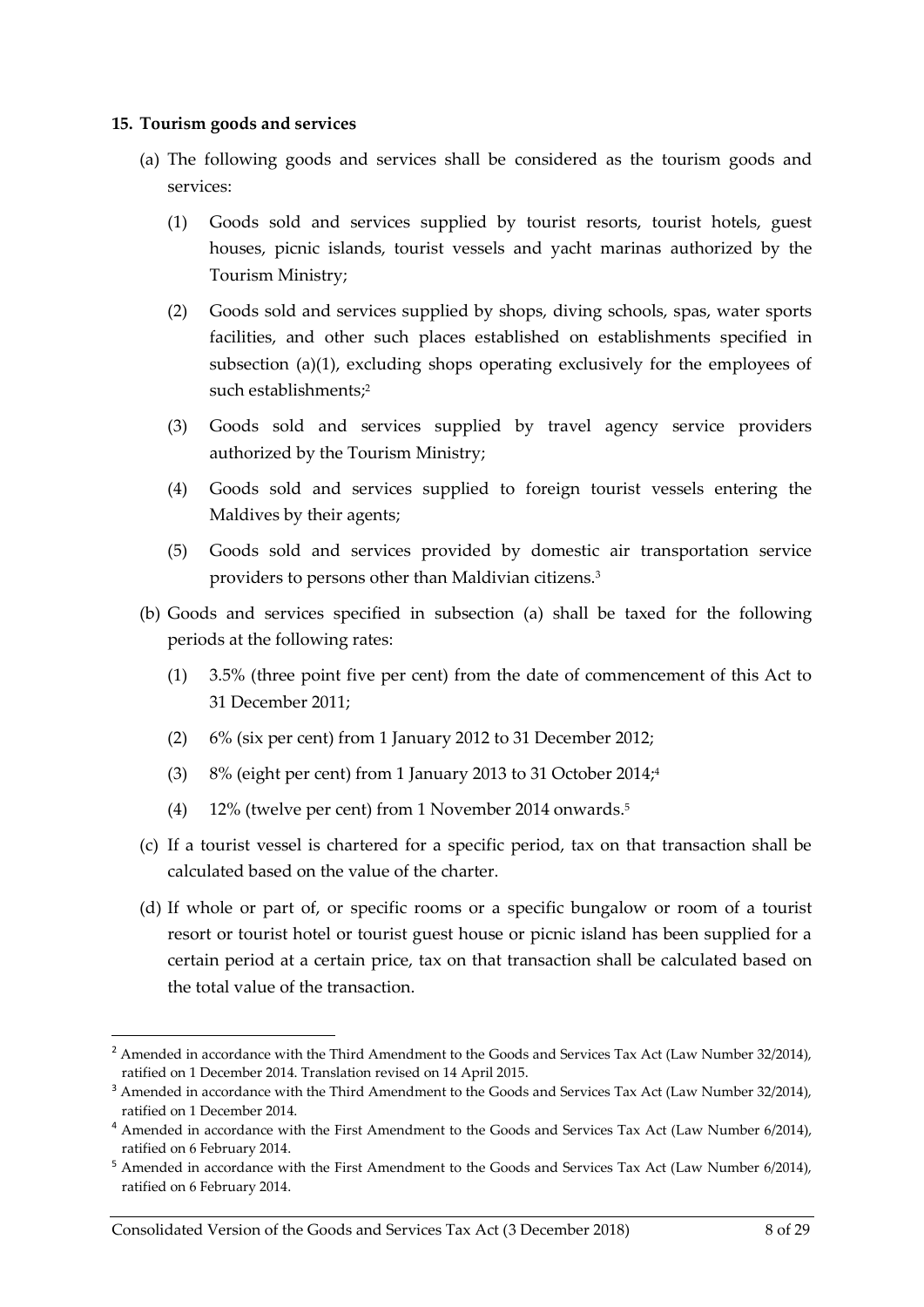**15. Tourism goods and services**

(a) The following goods and services shall be considered as the tourism goods and services:

(1) Goods sold and services supplied by tourist resorts, tourist hotels, guest houses, picnic islands, tourist vessels and yacht marinas authorized by the Tourism Ministry;

(2) Goods sold and services supplied by shops, diving schools, spas, water sports facilities, and other such places established on establishments specified in subsection (a)(1), excluding shops operating exclusively for the employees of such establishments;[2]

(3) Goods sold and services supplied by travel agency service providers authorized by the Tourism Ministry;

(4) Goods sold and services supplied to foreign tourist vessels entering the Maldives by their agents;

(5) Goods sold and services provided by domestic air transportation service providers to persons other than Maldivian citizens.[3]

(b) Goods and services specified in subsection (a) shall be taxed for the following periods at the following rates:

(1) 3.5% (three point five per cent) from the date of commencement of this Act to 31 December 2011;

(2) 6% (six per cent) from 1 January 2012 to 31 December 2012;

(3) 8% (eight per cent) from 1 January 2013 to 31 October 2014;[4]

(4) 12% (twelve per cent) from 1 November 2014 onwards.[5]

(c) If a tourist vessel is chartered for a specific period, tax on that transaction shall be calculated based on the value of the charter.

(d) If whole or part of, or specific rooms or a specific bungalow or room of a tourist resort or tourist hotel or tourist guest house or picnic island has been supplied for a certain period at a certain price, tax on that transaction shall be calculated based on the total value of the transaction.

---

[2] Amended in accordance with the Third Amendment to the Goods and Services Tax Act (Law Number 32/2014), ratified on 1 December 2014. Translation revised on 14 April 2015.

[3] Amended in accordance with the Third Amendment to the Goods and Services Tax Act (Law Number 32/2014), ratified on 1 December 2014.

[4] Amended in accordance with the First Amendment to the Goods and Services Tax Act (Law Number 6/2014), ratified on 6 February 2014.

[5] Amended in accordance with the First Amendment to the Goods and Services Tax Act (Law Number 6/2014), ratified on 6 February 2014.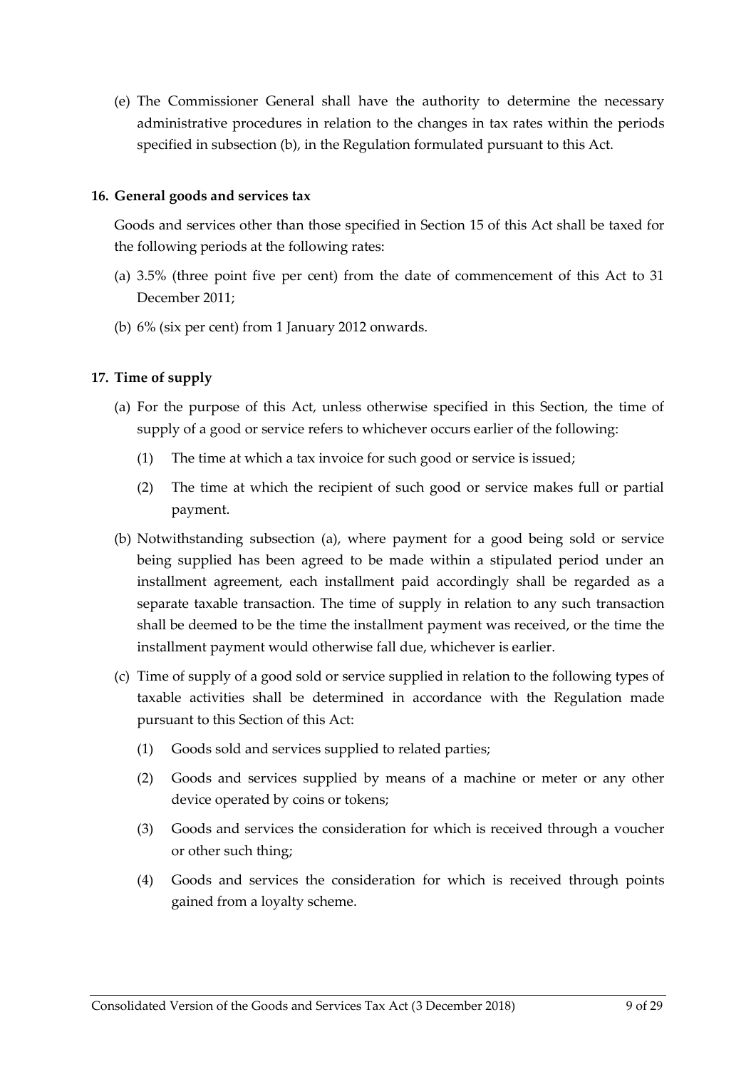(e) The Commissioner General shall have the authority to determine the necessary administrative procedures in relation to the changes in tax rates within the periods specified in subsection (b), in the Regulation formulated pursuant to this Act.

### 16. General goods and services tax

Goods and services other than those specified in Section 15 of this Act shall be taxed for the following periods at the following rates:

(a) 3.5% (three point five per cent) from the date of commencement of this Act to 31 December 2011;

(b) 6% (six per cent) from 1 January 2012 onwards.

### 17. Time of supply

(a) For the purpose of this Act, unless otherwise specified in this Section, the time of supply of a good or service refers to whichever occurs earlier of the following:

   (1) The time at which a tax invoice for such good or service is issued;

   (2) The time at which the recipient of such good or service makes full or partial payment.

(b) Notwithstanding subsection (a), where payment for a good being sold or service being supplied has been agreed to be made within a stipulated period under an installment agreement, each installment paid accordingly shall be regarded as a separate taxable transaction. The time of supply in relation to any such transaction shall be deemed to be the time the installment payment was received, or the time the installment payment would otherwise fall due, whichever is earlier.

(c) Time of supply of a good sold or service supplied in relation to the following types of taxable activities shall be determined in accordance with the Regulation made pursuant to this Section of this Act:

   (1) Goods sold and services supplied to related parties;

   (2) Goods and services supplied by means of a machine or meter or any other device operated by coins or tokens;

   (3) Goods and services the consideration for which is received through a voucher or other such thing;

   (4) Goods and services the consideration for which is received through points gained from a loyalty scheme.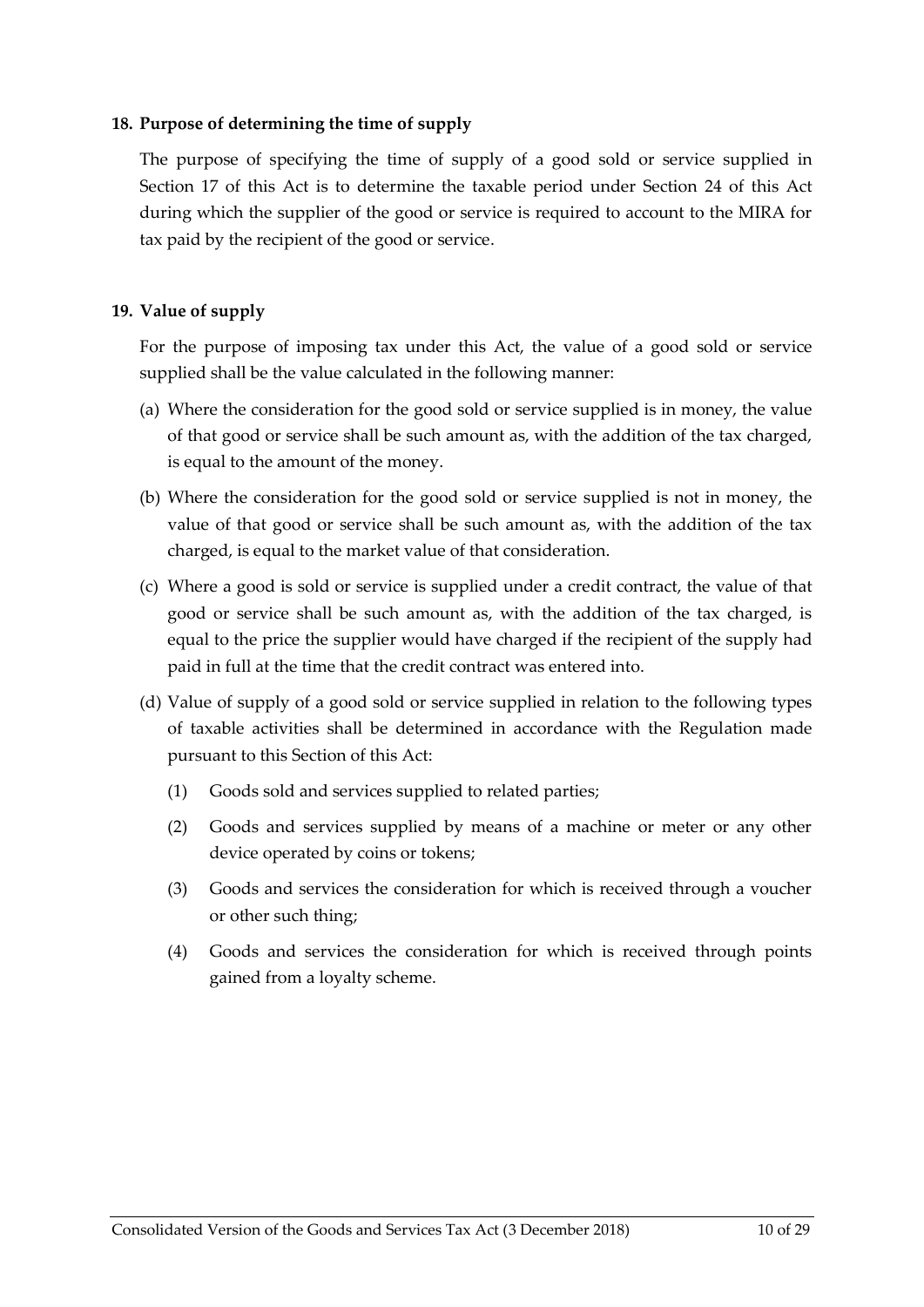**18. Purpose of determining the time of supply**

The purpose of specifying the time of supply of a good sold or service supplied in Section 17 of this Act is to determine the taxable period under Section 24 of this Act during which the supplier of the good or service is required to account to the MIRA for tax paid by the recipient of the good or service.

**19. Value of supply**

For the purpose of imposing tax under this Act, the value of a good sold or service supplied shall be the value calculated in the following manner:

(a) Where the consideration for the good sold or service supplied is in money, the value of that good or service shall be such amount as, with the addition of the tax charged, is equal to the amount of the money.

(b) Where the consideration for the good sold or service supplied is not in money, the value of that good or service shall be such amount as, with the addition of the tax charged, is equal to the market value of that consideration.

(c) Where a good is sold or service is supplied under a credit contract, the value of that good or service shall be such amount as, with the addition of the tax charged, is equal to the price the supplier would have charged if the recipient of the supply had paid in full at the time that the credit contract was entered into.

(d) Value of supply of a good sold or service supplied in relation to the following types of taxable activities shall be determined in accordance with the Regulation made pursuant to this Section of this Act:

(1) Goods sold and services supplied to related parties;

(2) Goods and services supplied by means of a machine or meter or any other device operated by coins or tokens;

(3) Goods and services the consideration for which is received through a voucher or other such thing;

(4) Goods and services the consideration for which is received through points gained from a loyalty scheme.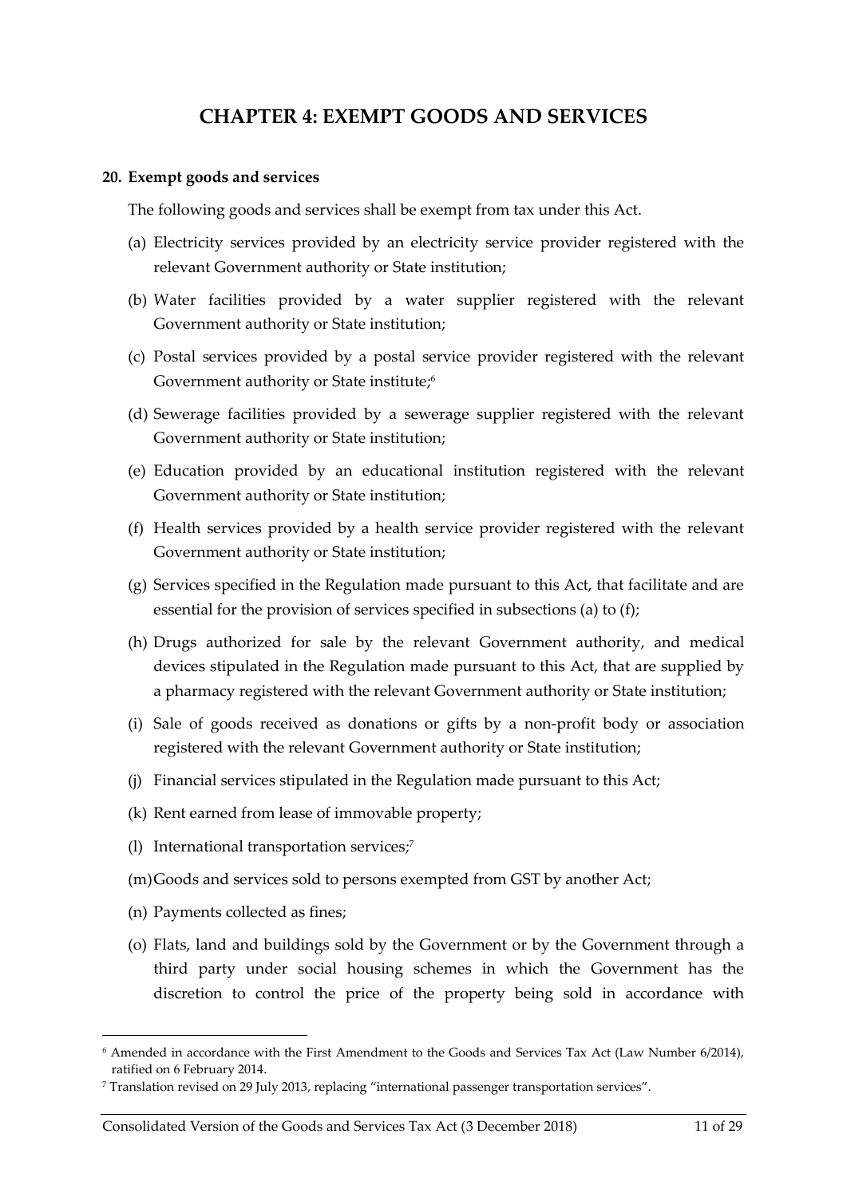# CHAPTER 4: EXEMPT GOODS AND SERVICES

**20. Exempt goods and services**

The following goods and services shall be exempt from tax under this Act.

(a) Electricity services provided by an electricity service provider registered with the relevant Government authority or State institution;

(b) Water facilities provided by a water supplier registered with the relevant Government authority or State institution;

(c) Postal services provided by a postal service provider registered with the relevant Government authority or State institute;[6]

(d) Sewerage facilities provided by a sewerage supplier registered with the relevant Government authority or State institution;

(e) Education provided by an educational institution registered with the relevant Government authority or State institution;

(f) Health services provided by a health service provider registered with the relevant Government authority or State institution;

(g) Services specified in the Regulation made pursuant to this Act, that facilitate and are essential for the provision of services specified in subsections (a) to (f);

(h) Drugs authorized for sale by the relevant Government authority, and medical devices stipulated in the Regulation made pursuant to this Act, that are supplied by a pharmacy registered with the relevant Government authority or State institution;

(i) Sale of goods received as donations or gifts by a non-profit body or association registered with the relevant Government authority or State institution;

(j) Financial services stipulated in the Regulation made pursuant to this Act;

(k) Rent earned from lease of immovable property;

(l) International transportation services;[7]

(m) Goods and services sold to persons exempted from GST by another Act;

(n) Payments collected as fines;

(o) Flats, land and buildings sold by the Government or by the Government through a third party under social housing schemes in which the Government has the discretion to control the price of the property being sold in accordance with

---

[6] Amended in accordance with the First Amendment to the Goods and Services Tax Act (Law Number 6/2014), ratified on 6 February 2014.

[7] Translation revised on 29 July 2013, replacing "international passenger transportation services".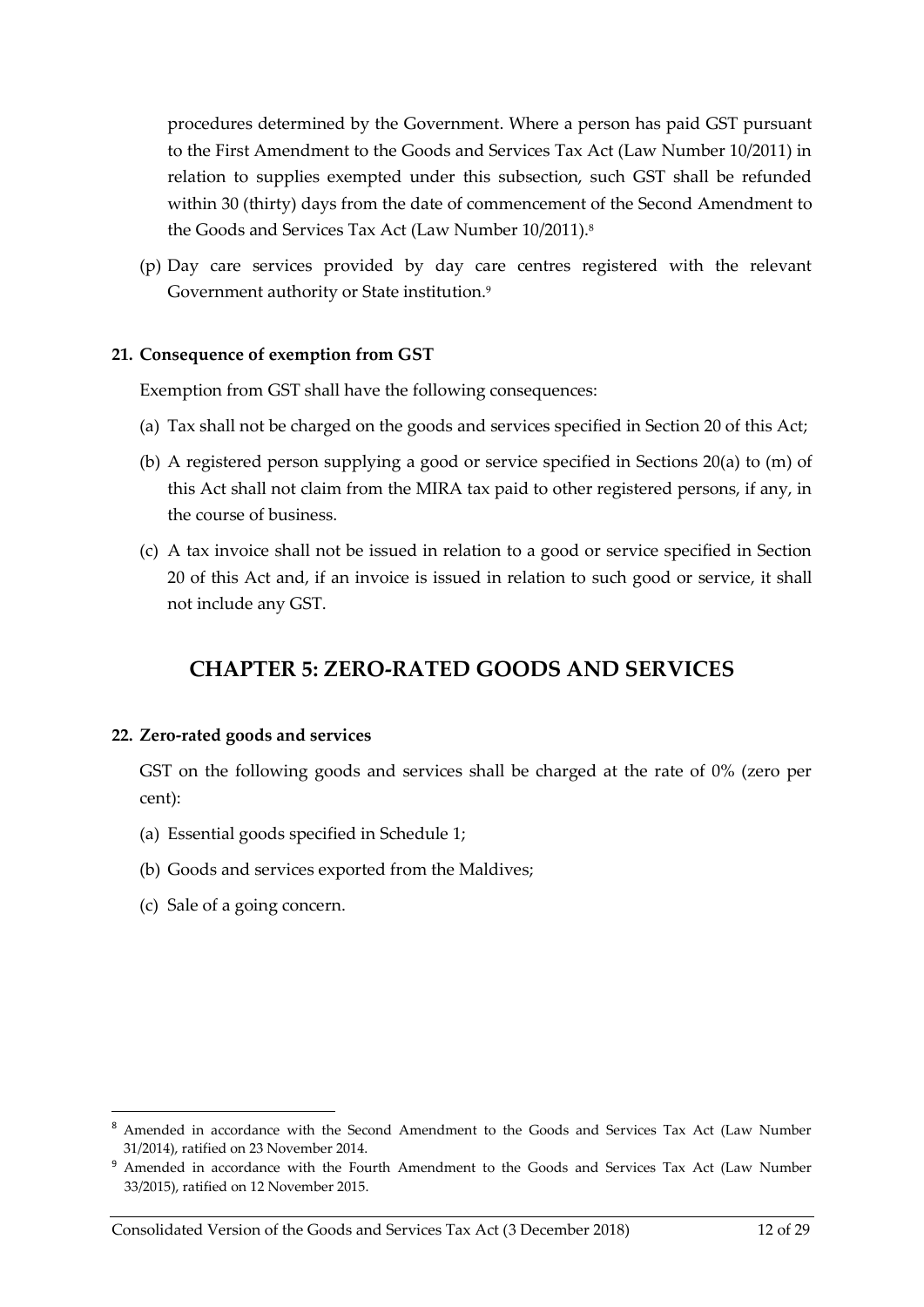procedures determined by the Government. Where a person has paid GST pursuant to the First Amendment to the Goods and Services Tax Act (Law Number 10/2011) in relation to supplies exempted under this subsection, such GST shall be refunded within 30 (thirty) days from the date of commencement of the Second Amendment to the Goods and Services Tax Act (Law Number 10/2011).[8]

(p) Day care services provided by day care centres registered with the relevant Government authority or State institution.[9]

**21. Consequence of exemption from GST**

Exemption from GST shall have the following consequences:

(a) Tax shall not be charged on the goods and services specified in Section 20 of this Act;

(b) A registered person supplying a good or service specified in Sections 20(a) to (m) of this Act shall not claim from the MIRA tax paid to other registered persons, if any, in the course of business.

(c) A tax invoice shall not be issued in relation to a good or service specified in Section 20 of this Act and, if an invoice is issued in relation to such good or service, it shall not include any GST.

## CHAPTER 5: ZERO-RATED GOODS AND SERVICES

**22. Zero-rated goods and services**

GST on the following goods and services shall be charged at the rate of 0% (zero per cent):

(a) Essential goods specified in Schedule 1;

(b) Goods and services exported from the Maldives;

(c) Sale of a going concern.

---

[8] Amended in accordance with the Second Amendment to the Goods and Services Tax Act (Law Number 31/2014), ratified on 23 November 2014.

[9] Amended in accordance with the Fourth Amendment to the Goods and Services Tax Act (Law Number 33/2015), ratified on 12 November 2015.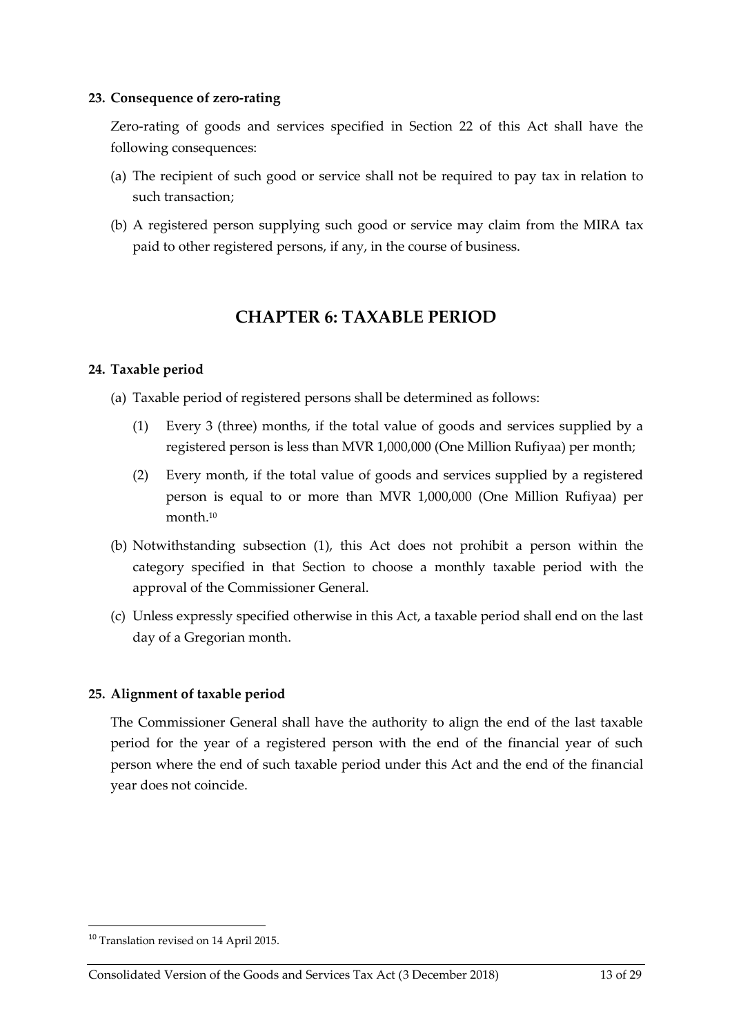**23. Consequence of zero-rating**

Zero-rating of goods and services specified in Section 22 of this Act shall have the following consequences:

(a) The recipient of such good or service shall not be required to pay tax in relation to such transaction;

(b) A registered person supplying such good or service may claim from the MIRA tax paid to other registered persons, if any, in the course of business.

## CHAPTER 6: TAXABLE PERIOD

**24. Taxable period**

(a) Taxable period of registered persons shall be determined as follows:

(1) Every 3 (three) months, if the total value of goods and services supplied by a registered person is less than MVR 1,000,000 (One Million Rufiyaa) per month;

(2) Every month, if the total value of goods and services supplied by a registered person is equal to or more than MVR 1,000,000 (One Million Rufiyaa) per month.[10]

(b) Notwithstanding subsection (1), this Act does not prohibit a person within the category specified in that Section to choose a monthly taxable period with the approval of the Commissioner General.

(c) Unless expressly specified otherwise in this Act, a taxable period shall end on the last day of a Gregorian month.

**25. Alignment of taxable period**

The Commissioner General shall have the authority to align the end of the last taxable period for the year of a registered person with the end of the financial year of such person where the end of such taxable period under this Act and the end of the financial year does not coincide.

---

[10] Translation revised on 14 April 2015.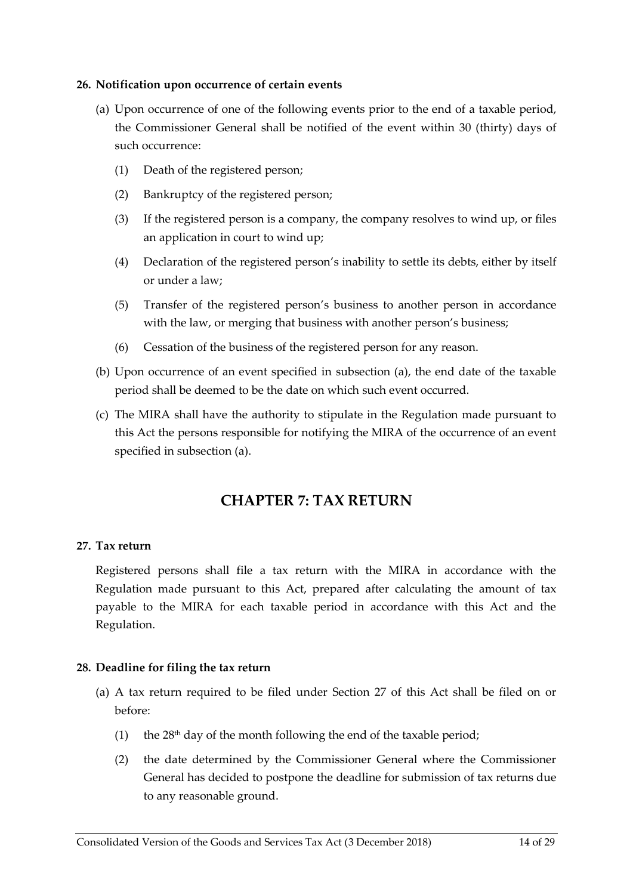**26. Notification upon occurrence of certain events**

(a) Upon occurrence of one of the following events prior to the end of a taxable period, the Commissioner General shall be notified of the event within 30 (thirty) days of such occurrence:

(1) Death of the registered person;

(2) Bankruptcy of the registered person;

(3) If the registered person is a company, the company resolves to wind up, or files an application in court to wind up;

(4) Declaration of the registered person's inability to settle its debts, either by itself or under a law;

(5) Transfer of the registered person's business to another person in accordance with the law, or merging that business with another person's business;

(6) Cessation of the business of the registered person for any reason.

(b) Upon occurrence of an event specified in subsection (a), the end date of the taxable period shall be deemed to be the date on which such event occurred.

(c) The MIRA shall have the authority to stipulate in the Regulation made pursuant to this Act the persons responsible for notifying the MIRA of the occurrence of an event specified in subsection (a).

## CHAPTER 7: TAX RETURN

**27. Tax return**

Registered persons shall file a tax return with the MIRA in accordance with the Regulation made pursuant to this Act, prepared after calculating the amount of tax payable to the MIRA for each taxable period in accordance with this Act and the Regulation.

**28. Deadline for filing the tax return**

(a) A tax return required to be filed under Section 27 of this Act shall be filed on or before:

(1) the 28th day of the month following the end of the taxable period;

(2) the date determined by the Commissioner General where the Commissioner General has decided to postpone the deadline for submission of tax returns due to any reasonable ground.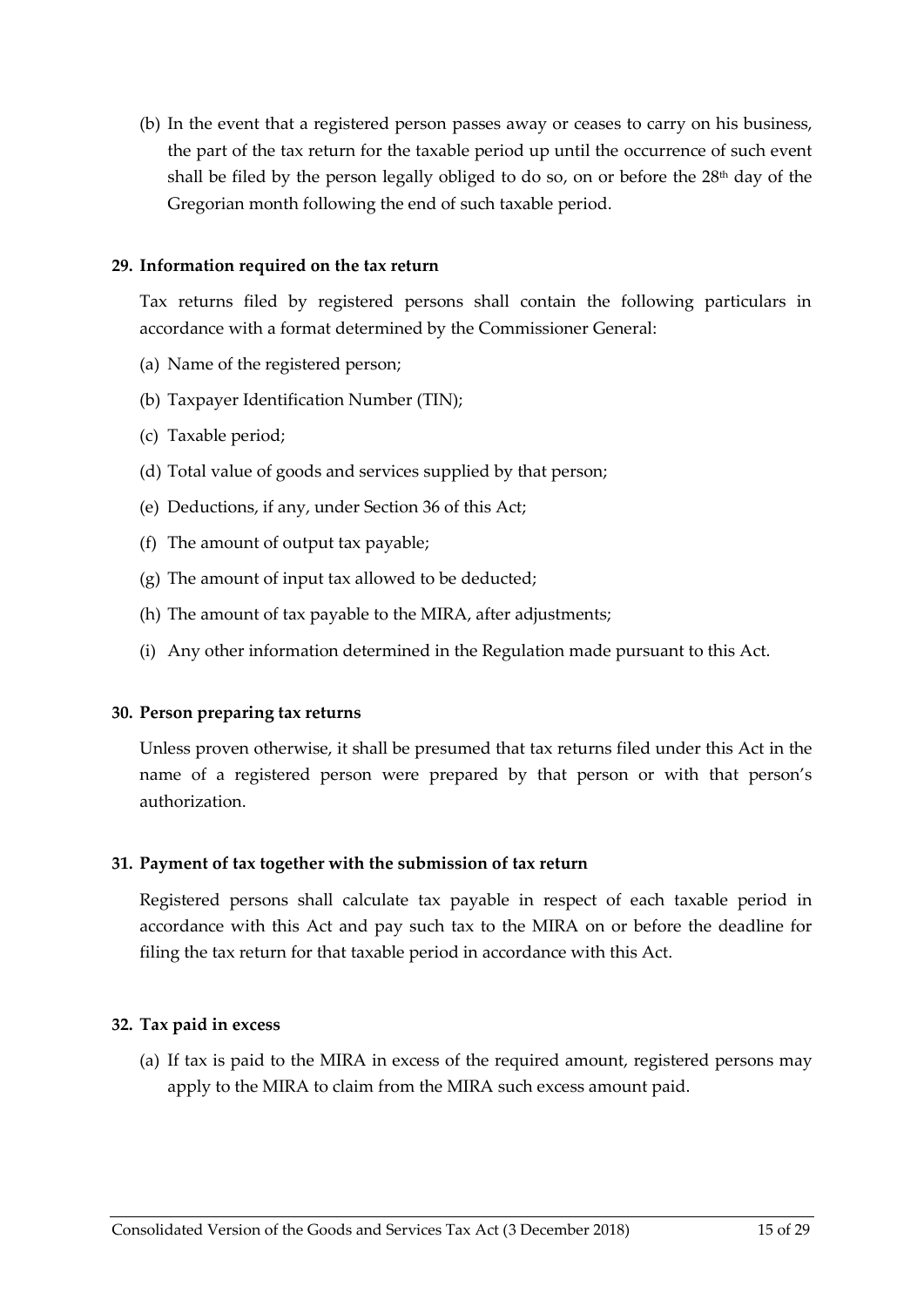(b) In the event that a registered person passes away or ceases to carry on his business, the part of the tax return for the taxable period up until the occurrence of such event shall be filed by the person legally obliged to do so, on or before the 28th day of the Gregorian month following the end of such taxable period.

**29. Information required on the tax return**

Tax returns filed by registered persons shall contain the following particulars in accordance with a format determined by the Commissioner General:

(a) Name of the registered person;

(b) Taxpayer Identification Number (TIN);

(c) Taxable period;

(d) Total value of goods and services supplied by that person;

(e) Deductions, if any, under Section 36 of this Act;

(f) The amount of output tax payable;

(g) The amount of input tax allowed to be deducted;

(h) The amount of tax payable to the MIRA, after adjustments;

(i) Any other information determined in the Regulation made pursuant to this Act.

**30. Person preparing tax returns**

Unless proven otherwise, it shall be presumed that tax returns filed under this Act in the name of a registered person were prepared by that person or with that person's authorization.

**31. Payment of tax together with the submission of tax return**

Registered persons shall calculate tax payable in respect of each taxable period in accordance with this Act and pay such tax to the MIRA on or before the deadline for filing the tax return for that taxable period in accordance with this Act.

**32. Tax paid in excess**

(a) If tax is paid to the MIRA in excess of the required amount, registered persons may apply to the MIRA to claim from the MIRA such excess amount paid.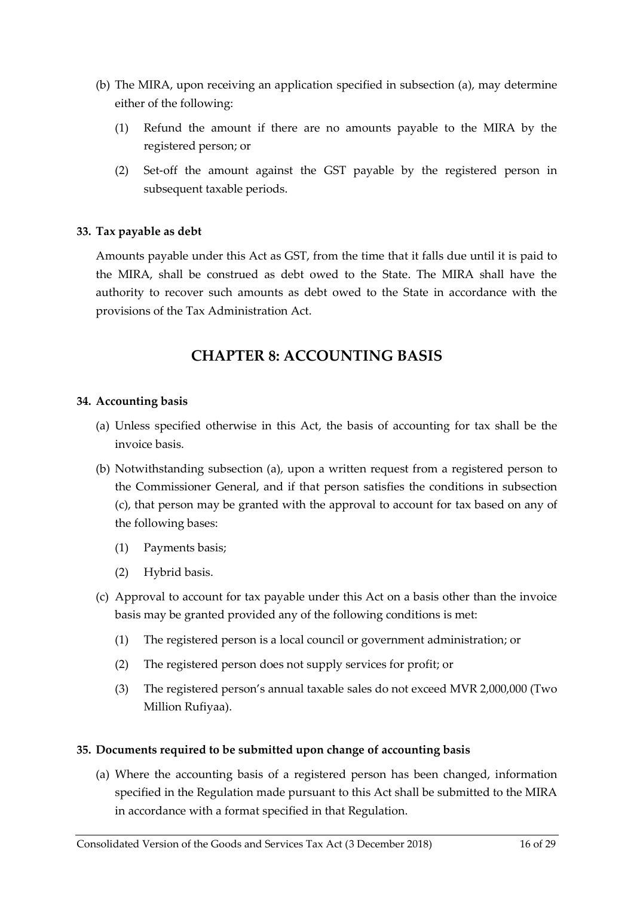(b) The MIRA, upon receiving an application specified in subsection (a), may determine either of the following:

   (1) Refund the amount if there are no amounts payable to the MIRA by the registered person; or

   (2) Set-off the amount against the GST payable by the registered person in subsequent taxable periods.

**33. Tax payable as debt**

Amounts payable under this Act as GST, from the time that it falls due until it is paid to the MIRA, shall be construed as debt owed to the State. The MIRA shall have the authority to recover such amounts as debt owed to the State in accordance with the provisions of the Tax Administration Act.

## CHAPTER 8: ACCOUNTING BASIS

**34. Accounting basis**

(a) Unless specified otherwise in this Act, the basis of accounting for tax shall be the invoice basis.

(b) Notwithstanding subsection (a), upon a written request from a registered person to the Commissioner General, and if that person satisfies the conditions in subsection (c), that person may be granted with the approval to account for tax based on any of the following bases:

   (1) Payments basis;

   (2) Hybrid basis.

(c) Approval to account for tax payable under this Act on a basis other than the invoice basis may be granted provided any of the following conditions is met:

   (1) The registered person is a local council or government administration; or

   (2) The registered person does not supply services for profit; or

   (3) The registered person's annual taxable sales do not exceed MVR 2,000,000 (Two Million Rufiyaa).

**35. Documents required to be submitted upon change of accounting basis**

(a) Where the accounting basis of a registered person has been changed, information specified in the Regulation made pursuant to this Act shall be submitted to the MIRA in accordance with a format specified in that Regulation.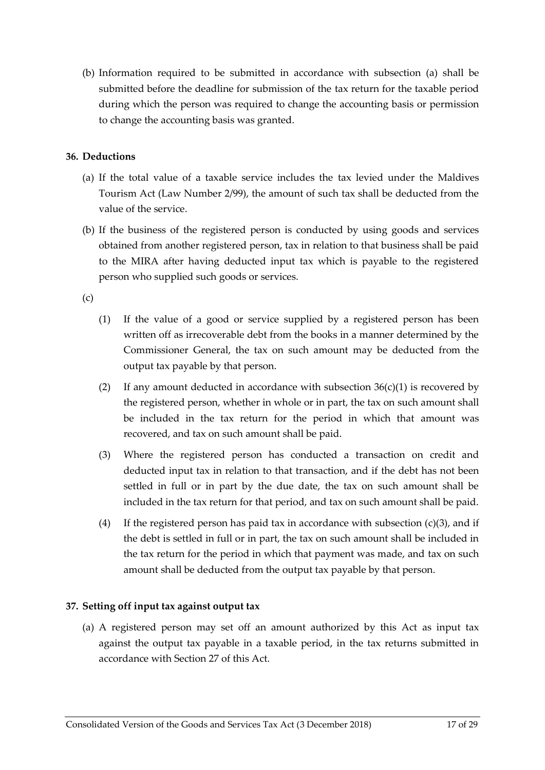(b) Information required to be submitted in accordance with subsection (a) shall be submitted before the deadline for submission of the tax return for the taxable period during which the person was required to change the accounting basis or permission to change the accounting basis was granted.

### 36. Deductions

(a) If the total value of a taxable service includes the tax levied under the Maldives Tourism Act (Law Number 2/99), the amount of such tax shall be deducted from the value of the service.

(b) If the business of the registered person is conducted by using goods and services obtained from another registered person, tax in relation to that business shall be paid to the MIRA after having deducted input tax which is payable to the registered person who supplied such goods or services.

(c)

(1) If the value of a good or service supplied by a registered person has been written off as irrecoverable debt from the books in a manner determined by the Commissioner General, the tax on such amount may be deducted from the output tax payable by that person.

(2) If any amount deducted in accordance with subsection 36(c)(1) is recovered by the registered person, whether in whole or in part, the tax on such amount shall be included in the tax return for the period in which that amount was recovered, and tax on such amount shall be paid.

(3) Where the registered person has conducted a transaction on credit and deducted input tax in relation to that transaction, and if the debt has not been settled in full or in part by the due date, the tax on such amount shall be included in the tax return for that period, and tax on such amount shall be paid.

(4) If the registered person has paid tax in accordance with subsection (c)(3), and if the debt is settled in full or in part, the tax on such amount shall be included in the tax return for the period in which that payment was made, and tax on such amount shall be deducted from the output tax payable by that person.

### 37. Setting off input tax against output tax

(a) A registered person may set off an amount authorized by this Act as input tax against the output tax payable in a taxable period, in the tax returns submitted in accordance with Section 27 of this Act.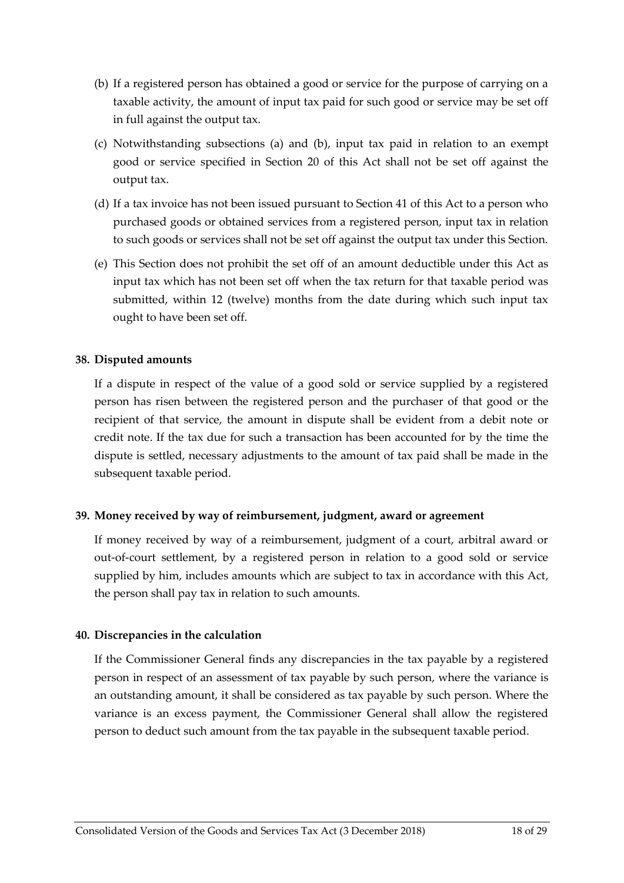(b) If a registered person has obtained a good or service for the purpose of carrying on a taxable activity, the amount of input tax paid for such good or service may be set off in full against the output tax.

(c) Notwithstanding subsections (a) and (b), input tax paid in relation to an exempt good or service specified in Section 20 of this Act shall not be set off against the output tax.

(d) If a tax invoice has not been issued pursuant to Section 41 of this Act to a person who purchased goods or obtained services from a registered person, input tax in relation to such goods or services shall not be set off against the output tax under this Section.

(e) This Section does not prohibit the set off of an amount deductible under this Act as input tax which has not been set off when the tax return for that taxable period was submitted, within 12 (twelve) months from the date during which such input tax ought to have been set off.

**38. Disputed amounts**

If a dispute in respect of the value of a good sold or service supplied by a registered person has risen between the registered person and the purchaser of that good or the recipient of that service, the amount in dispute shall be evident from a debit note or credit note. If the tax due for such a transaction has been accounted for by the time the dispute is settled, necessary adjustments to the amount of tax paid shall be made in the subsequent taxable period.

**39. Money received by way of reimbursement, judgment, award or agreement**

If money received by way of a reimbursement, judgment of a court, arbitral award or out-of-court settlement, by a registered person in relation to a good sold or service supplied by him, includes amounts which are subject to tax in accordance with this Act, the person shall pay tax in relation to such amounts.

**40. Discrepancies in the calculation**

If the Commissioner General finds any discrepancies in the tax payable by a registered person in respect of an assessment of tax payable by such person, where the variance is an outstanding amount, it shall be considered as tax payable by such person. Where the variance is an excess payment, the Commissioner General shall allow the registered person to deduct such amount from the tax payable in the subsequent taxable period.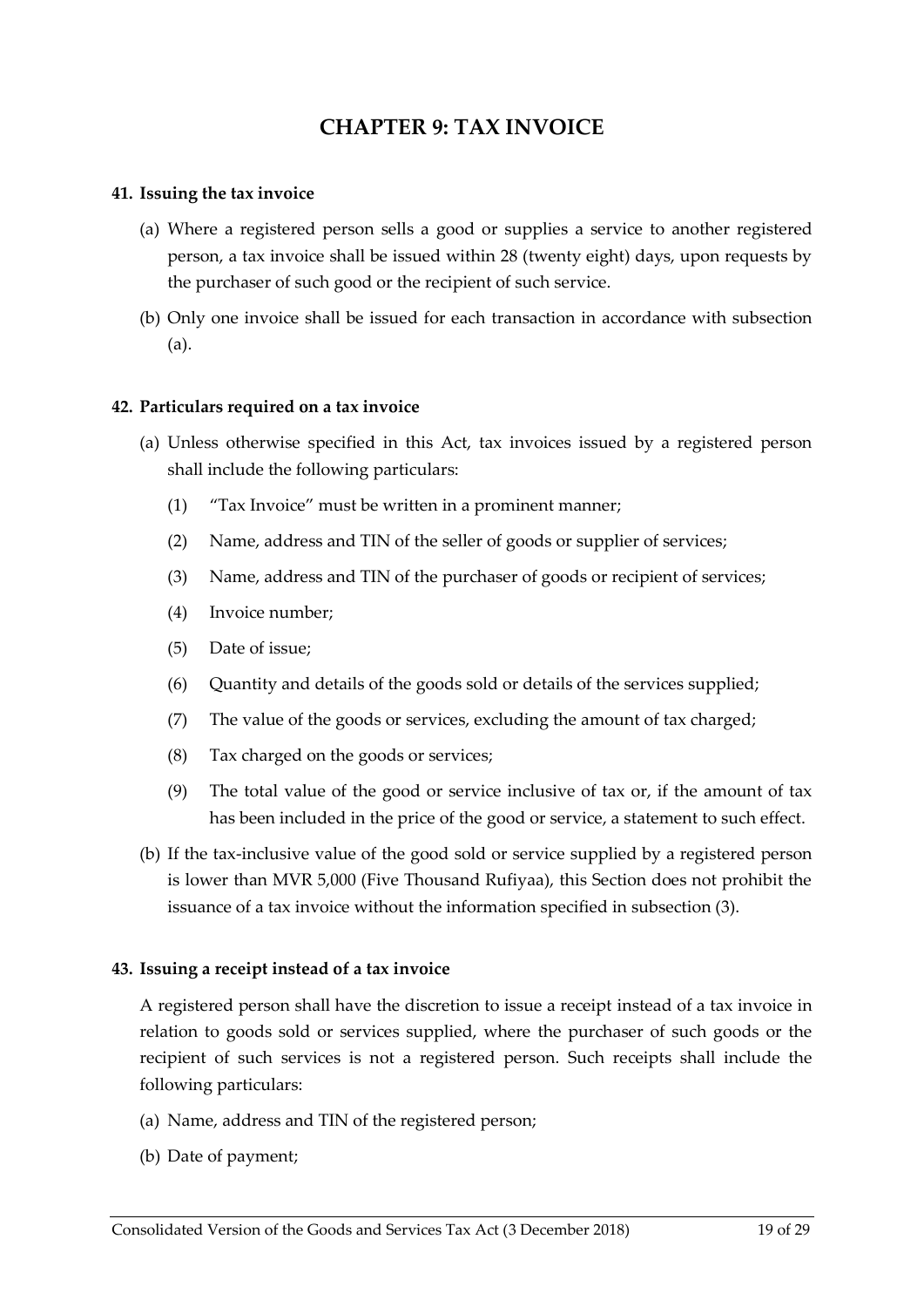# CHAPTER 9: TAX INVOICE

### 41. Issuing the tax invoice

(a) Where a registered person sells a good or supplies a service to another registered person, a tax invoice shall be issued within 28 (twenty eight) days, upon requests by the purchaser of such good or the recipient of such service.

(b) Only one invoice shall be issued for each transaction in accordance with subsection (a).

### 42. Particulars required on a tax invoice

(a) Unless otherwise specified in this Act, tax invoices issued by a registered person shall include the following particulars:

   (1) "Tax Invoice" must be written in a prominent manner;

   (2) Name, address and TIN of the seller of goods or supplier of services;

   (3) Name, address and TIN of the purchaser of goods or recipient of services;

   (4) Invoice number;

   (5) Date of issue;

   (6) Quantity and details of the goods sold or details of the services supplied;

   (7) The value of the goods or services, excluding the amount of tax charged;

   (8) Tax charged on the goods or services;

   (9) The total value of the good or service inclusive of tax or, if the amount of tax has been included in the price of the good or service, a statement to such effect.

(b) If the tax-inclusive value of the good sold or service supplied by a registered person is lower than MVR 5,000 (Five Thousand Rufiyaa), this Section does not prohibit the issuance of a tax invoice without the information specified in subsection (3).

### 43. Issuing a receipt instead of a tax invoice

A registered person shall have the discretion to issue a receipt instead of a tax invoice in relation to goods sold or services supplied, where the purchaser of such goods or the recipient of such services is not a registered person. Such receipts shall include the following particulars:

(a) Name, address and TIN of the registered person;

(b) Date of payment;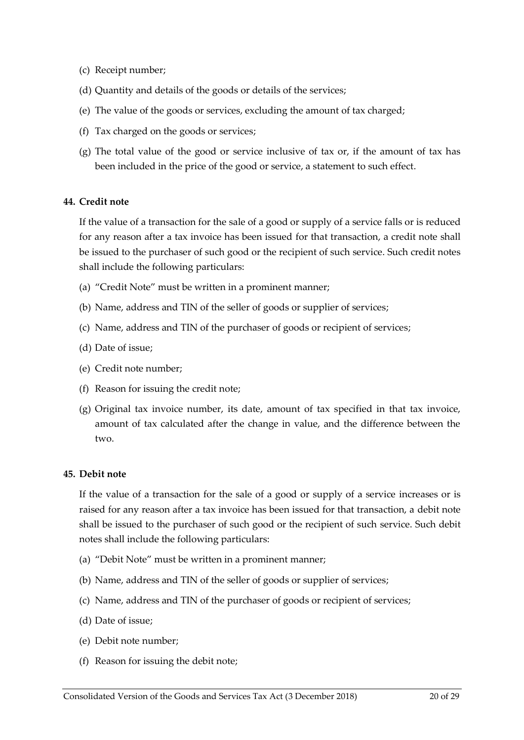(c) Receipt number;

(d) Quantity and details of the goods or details of the services;

(e) The value of the goods or services, excluding the amount of tax charged;

(f) Tax charged on the goods or services;

(g) The total value of the good or service inclusive of tax or, if the amount of tax has been included in the price of the good or service, a statement to such effect.

### 44. Credit note

If the value of a transaction for the sale of a good or supply of a service falls or is reduced for any reason after a tax invoice has been issued for that transaction, a credit note shall be issued to the purchaser of such good or the recipient of such service. Such credit notes shall include the following particulars:

(a) "Credit Note" must be written in a prominent manner;

(b) Name, address and TIN of the seller of goods or supplier of services;

(c) Name, address and TIN of the purchaser of goods or recipient of services;

(d) Date of issue;

(e) Credit note number;

(f) Reason for issuing the credit note;

(g) Original tax invoice number, its date, amount of tax specified in that tax invoice, amount of tax calculated after the change in value, and the difference between the two.

### 45. Debit note

If the value of a transaction for the sale of a good or supply of a service increases or is raised for any reason after a tax invoice has been issued for that transaction, a debit note shall be issued to the purchaser of such good or the recipient of such service. Such debit notes shall include the following particulars:

(a) "Debit Note" must be written in a prominent manner;

(b) Name, address and TIN of the seller of goods or supplier of services;

(c) Name, address and TIN of the purchaser of goods or recipient of services;

(d) Date of issue;

(e) Debit note number;

(f) Reason for issuing the debit note;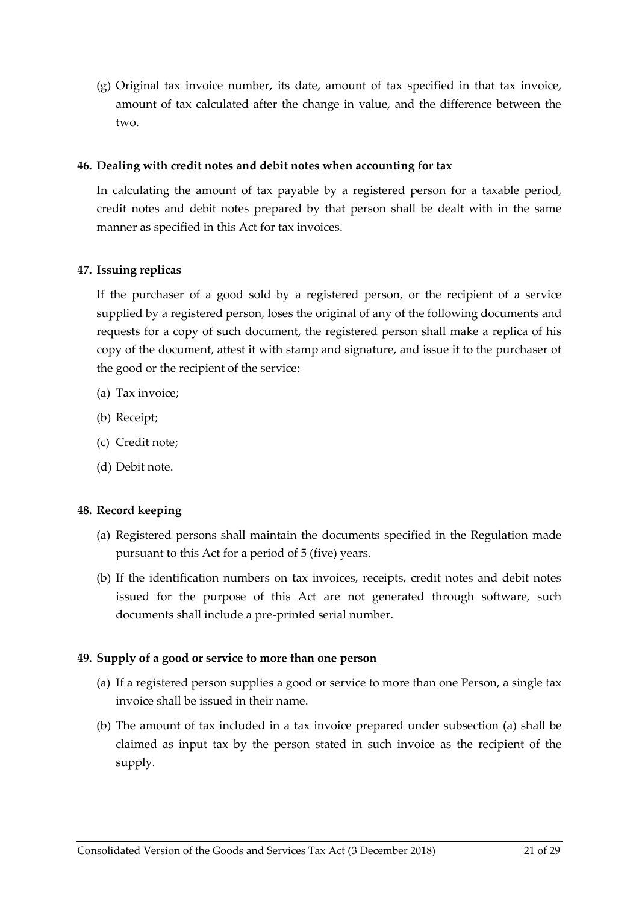(g) Original tax invoice number, its date, amount of tax specified in that tax invoice, amount of tax calculated after the change in value, and the difference between the two.

**46. Dealing with credit notes and debit notes when accounting for tax**

In calculating the amount of tax payable by a registered person for a taxable period, credit notes and debit notes prepared by that person shall be dealt with in the same manner as specified in this Act for tax invoices.

**47. Issuing replicas**

If the purchaser of a good sold by a registered person, or the recipient of a service supplied by a registered person, loses the original of any of the following documents and requests for a copy of such document, the registered person shall make a replica of his copy of the document, attest it with stamp and signature, and issue it to the purchaser of the good or the recipient of the service:

(a) Tax invoice;

(b) Receipt;

(c) Credit note;

(d) Debit note.

**48. Record keeping**

(a) Registered persons shall maintain the documents specified in the Regulation made pursuant to this Act for a period of 5 (five) years.

(b) If the identification numbers on tax invoices, receipts, credit notes and debit notes issued for the purpose of this Act are not generated through software, such documents shall include a pre-printed serial number.

**49. Supply of a good or service to more than one person**

(a) If a registered person supplies a good or service to more than one Person, a single tax invoice shall be issued in their name.

(b) The amount of tax included in a tax invoice prepared under subsection (a) shall be claimed as input tax by the person stated in such invoice as the recipient of the supply.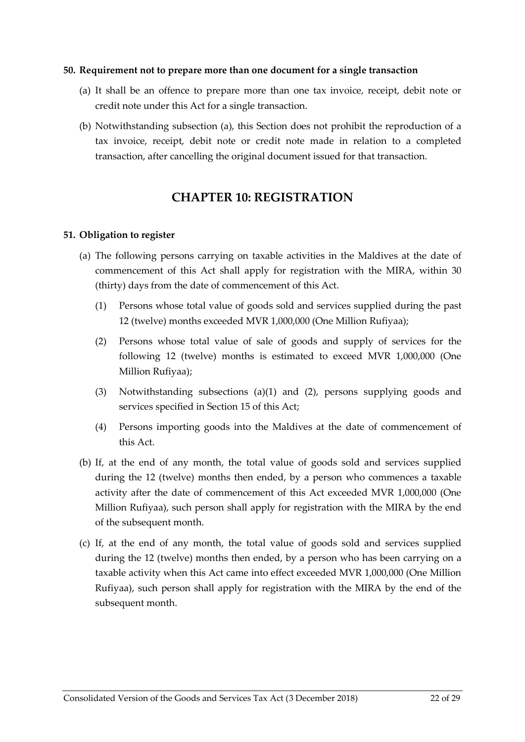**50. Requirement not to prepare more than one document for a single transaction**

(a) It shall be an offence to prepare more than one tax invoice, receipt, debit note or credit note under this Act for a single transaction.

(b) Notwithstanding subsection (a), this Section does not prohibit the reproduction of a tax invoice, receipt, debit note or credit note made in relation to a completed transaction, after cancelling the original document issued for that transaction.

## CHAPTER 10: REGISTRATION

**51. Obligation to register**

(a) The following persons carrying on taxable activities in the Maldives at the date of commencement of this Act shall apply for registration with the MIRA, within 30 (thirty) days from the date of commencement of this Act.

   (1) Persons whose total value of goods sold and services supplied during the past 12 (twelve) months exceeded MVR 1,000,000 (One Million Rufiyaa);

   (2) Persons whose total value of sale of goods and supply of services for the following 12 (twelve) months is estimated to exceed MVR 1,000,000 (One Million Rufiyaa);

   (3) Notwithstanding subsections (a)(1) and (2), persons supplying goods and services specified in Section 15 of this Act;

   (4) Persons importing goods into the Maldives at the date of commencement of this Act.

(b) If, at the end of any month, the total value of goods sold and services supplied during the 12 (twelve) months then ended, by a person who commences a taxable activity after the date of commencement of this Act exceeded MVR 1,000,000 (One Million Rufiyaa), such person shall apply for registration with the MIRA by the end of the subsequent month.

(c) If, at the end of any month, the total value of goods sold and services supplied during the 12 (twelve) months then ended, by a person who has been carrying on a taxable activity when this Act came into effect exceeded MVR 1,000,000 (One Million Rufiyaa), such person shall apply for registration with the MIRA by the end of the subsequent month.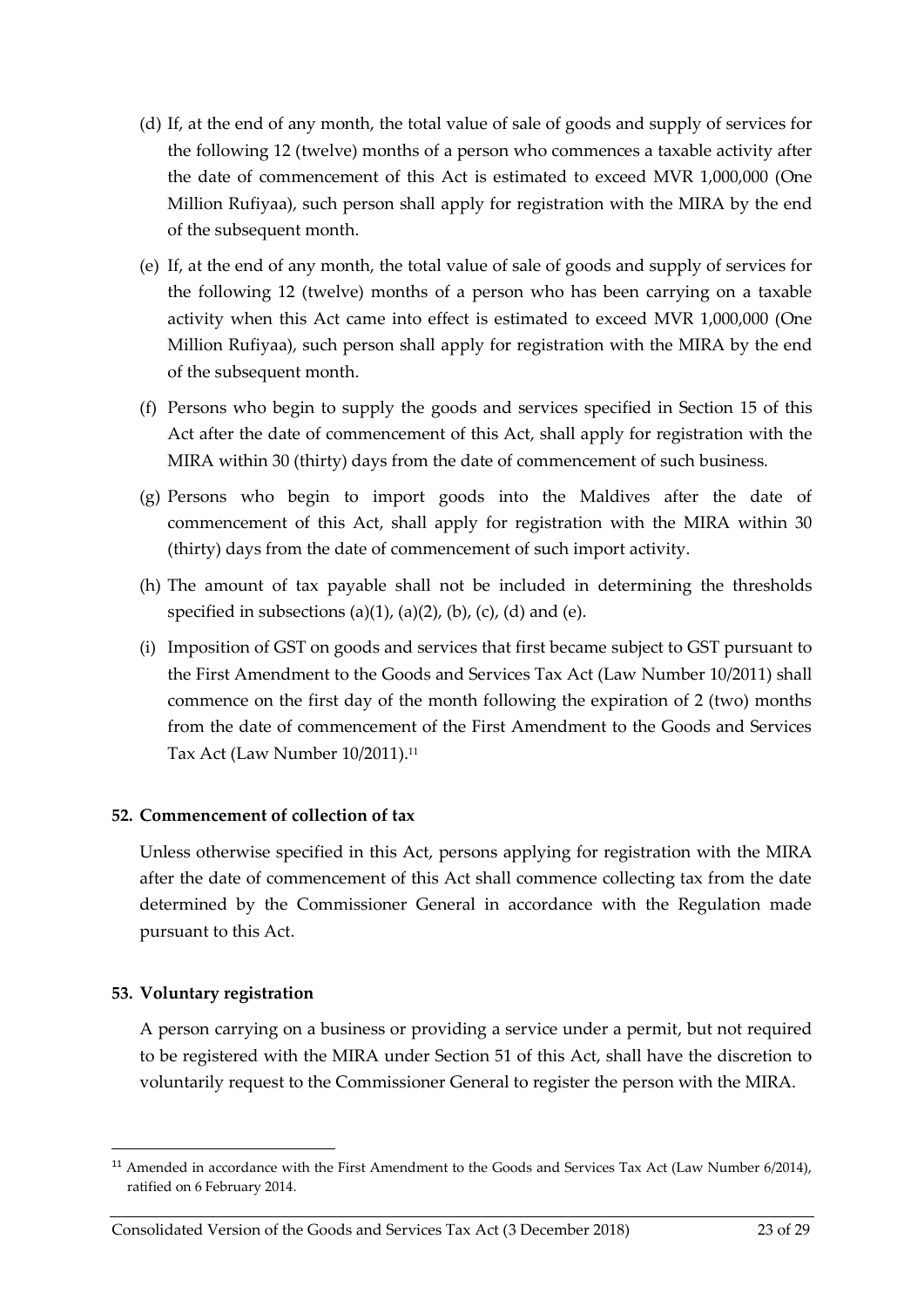(d) If, at the end of any month, the total value of sale of goods and supply of services for the following 12 (twelve) months of a person who commences a taxable activity after the date of commencement of this Act is estimated to exceed MVR 1,000,000 (One Million Rufiyaa), such person shall apply for registration with the MIRA by the end of the subsequent month.

(e) If, at the end of any month, the total value of sale of goods and supply of services for the following 12 (twelve) months of a person who has been carrying on a taxable activity when this Act came into effect is estimated to exceed MVR 1,000,000 (One Million Rufiyaa), such person shall apply for registration with the MIRA by the end of the subsequent month.

(f) Persons who begin to supply the goods and services specified in Section 15 of this Act after the date of commencement of this Act, shall apply for registration with the MIRA within 30 (thirty) days from the date of commencement of such business.

(g) Persons who begin to import goods into the Maldives after the date of commencement of this Act, shall apply for registration with the MIRA within 30 (thirty) days from the date of commencement of such import activity.

(h) The amount of tax payable shall not be included in determining the thresholds specified in subsections (a)(1), (a)(2), (b), (c), (d) and (e).

(i) Imposition of GST on goods and services that first became subject to GST pursuant to the First Amendment to the Goods and Services Tax Act (Law Number 10/2011) shall commence on the first day of the month following the expiration of 2 (two) months from the date of commencement of the First Amendment to the Goods and Services Tax Act (Law Number 10/2011).[11]

**52. Commencement of collection of tax**

Unless otherwise specified in this Act, persons applying for registration with the MIRA after the date of commencement of this Act shall commence collecting tax from the date determined by the Commissioner General in accordance with the Regulation made pursuant to this Act.

**53. Voluntary registration**

A person carrying on a business or providing a service under a permit, but not required to be registered with the MIRA under Section 51 of this Act, shall have the discretion to voluntarily request to the Commissioner General to register the person with the MIRA.

---

[11] Amended in accordance with the First Amendment to the Goods and Services Tax Act (Law Number 6/2014), ratified on 6 February 2014.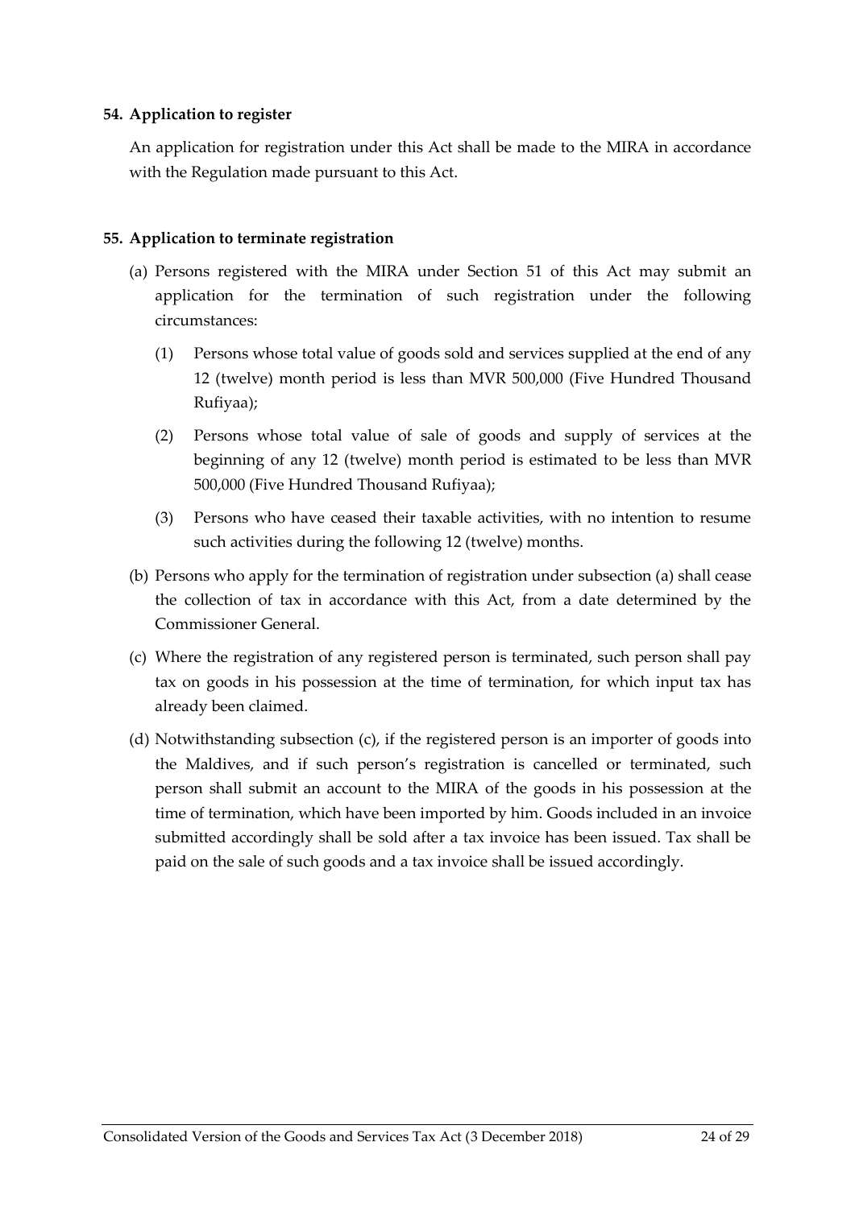**54. Application to register**

An application for registration under this Act shall be made to the MIRA in accordance with the Regulation made pursuant to this Act.

**55. Application to terminate registration**

(a) Persons registered with the MIRA under Section 51 of this Act may submit an application for the termination of such registration under the following circumstances:

(1) Persons whose total value of goods sold and services supplied at the end of any 12 (twelve) month period is less than MVR 500,000 (Five Hundred Thousand Rufiyaa);

(2) Persons whose total value of sale of goods and supply of services at the beginning of any 12 (twelve) month period is estimated to be less than MVR 500,000 (Five Hundred Thousand Rufiyaa);

(3) Persons who have ceased their taxable activities, with no intention to resume such activities during the following 12 (twelve) months.

(b) Persons who apply for the termination of registration under subsection (a) shall cease the collection of tax in accordance with this Act, from a date determined by the Commissioner General.

(c) Where the registration of any registered person is terminated, such person shall pay tax on goods in his possession at the time of termination, for which input tax has already been claimed.

(d) Notwithstanding subsection (c), if the registered person is an importer of goods into the Maldives, and if such person's registration is cancelled or terminated, such person shall submit an account to the MIRA of the goods in his possession at the time of termination, which have been imported by him. Goods included in an invoice submitted accordingly shall be sold after a tax invoice has been issued. Tax shall be paid on the sale of such goods and a tax invoice shall be issued accordingly.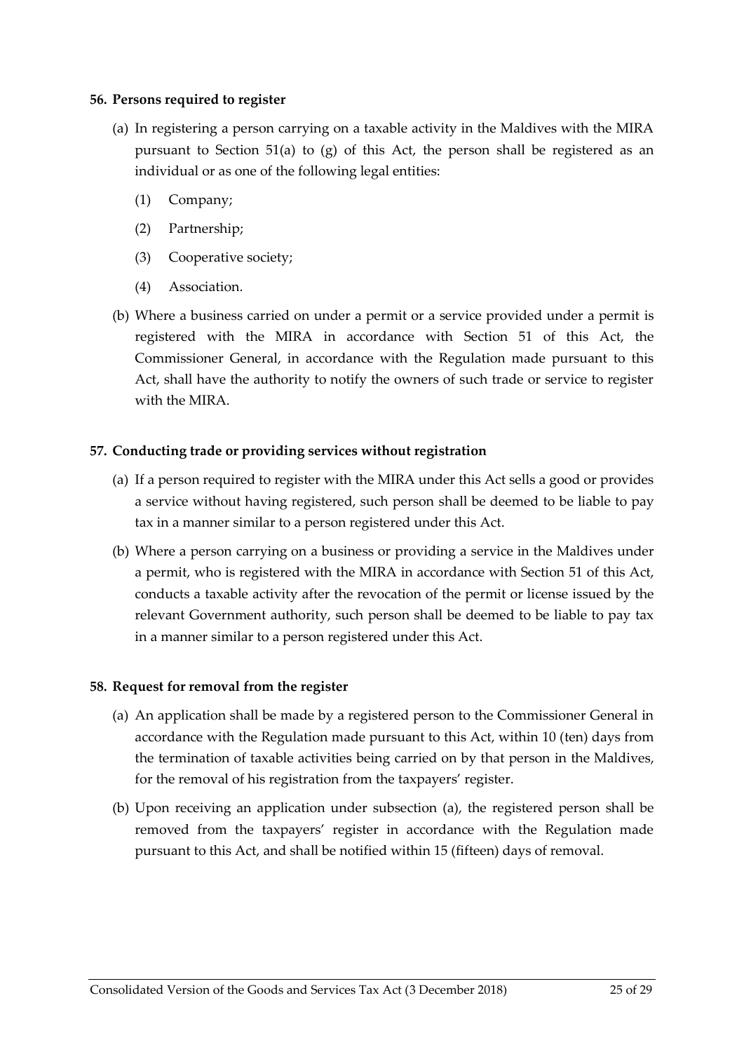**56. Persons required to register**

(a) In registering a person carrying on a taxable activity in the Maldives with the MIRA pursuant to Section 51(a) to (g) of this Act, the person shall be registered as an individual or as one of the following legal entities:

   (1) Company;

   (2) Partnership;

   (3) Cooperative society;

   (4) Association.

(b) Where a business carried on under a permit or a service provided under a permit is registered with the MIRA in accordance with Section 51 of this Act, the Commissioner General, in accordance with the Regulation made pursuant to this Act, shall have the authority to notify the owners of such trade or service to register with the MIRA.

**57. Conducting trade or providing services without registration**

(a) If a person required to register with the MIRA under this Act sells a good or provides a service without having registered, such person shall be deemed to be liable to pay tax in a manner similar to a person registered under this Act.

(b) Where a person carrying on a business or providing a service in the Maldives under a permit, who is registered with the MIRA in accordance with Section 51 of this Act, conducts a taxable activity after the revocation of the permit or license issued by the relevant Government authority, such person shall be deemed to be liable to pay tax in a manner similar to a person registered under this Act.

**58. Request for removal from the register**

(a) An application shall be made by a registered person to the Commissioner General in accordance with the Regulation made pursuant to this Act, within 10 (ten) days from the termination of taxable activities being carried on by that person in the Maldives, for the removal of his registration from the taxpayers' register.

(b) Upon receiving an application under subsection (a), the registered person shall be removed from the taxpayers' register in accordance with the Regulation made pursuant to this Act, and shall be notified within 15 (fifteen) days of removal.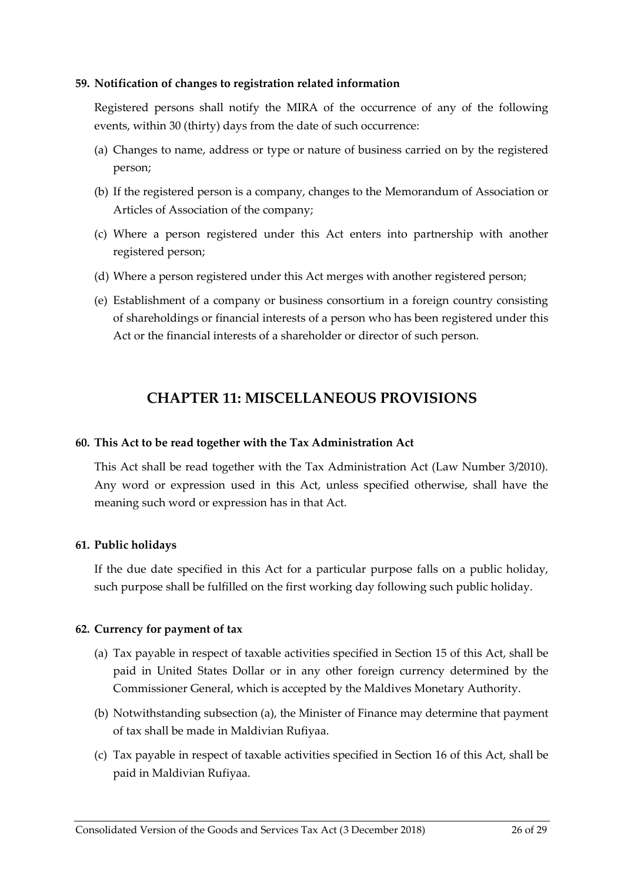**59. Notification of changes to registration related information**

Registered persons shall notify the MIRA of the occurrence of any of the following events, within 30 (thirty) days from the date of such occurrence:

(a) Changes to name, address or type or nature of business carried on by the registered person;

(b) If the registered person is a company, changes to the Memorandum of Association or Articles of Association of the company;

(c) Where a person registered under this Act enters into partnership with another registered person;

(d) Where a person registered under this Act merges with another registered person;

(e) Establishment of a company or business consortium in a foreign country consisting of shareholdings or financial interests of a person who has been registered under this Act or the financial interests of a shareholder or director of such person.

## CHAPTER 11: MISCELLANEOUS PROVISIONS

**60. This Act to be read together with the Tax Administration Act**

This Act shall be read together with the Tax Administration Act (Law Number 3/2010). Any word or expression used in this Act, unless specified otherwise, shall have the meaning such word or expression has in that Act.

**61. Public holidays**

If the due date specified in this Act for a particular purpose falls on a public holiday, such purpose shall be fulfilled on the first working day following such public holiday.

**62. Currency for payment of tax**

(a) Tax payable in respect of taxable activities specified in Section 15 of this Act, shall be paid in United States Dollar or in any other foreign currency determined by the Commissioner General, which is accepted by the Maldives Monetary Authority.

(b) Notwithstanding subsection (a), the Minister of Finance may determine that payment of tax shall be made in Maldivian Rufiyaa.

(c) Tax payable in respect of taxable activities specified in Section 16 of this Act, shall be paid in Maldivian Rufiyaa.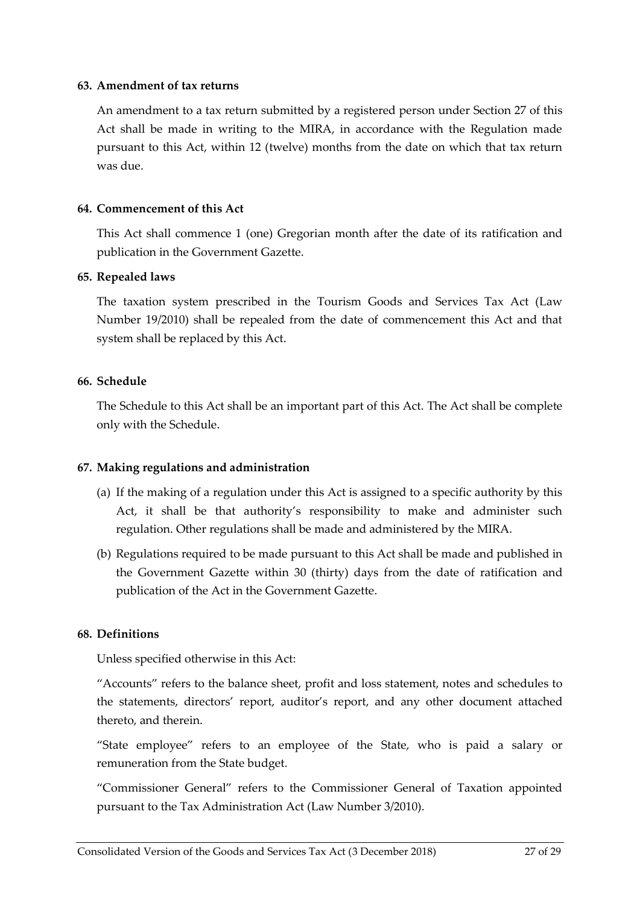### 63. Amendment of tax returns

An amendment to a tax return submitted by a registered person under Section 27 of this Act shall be made in writing to the MIRA, in accordance with the Regulation made pursuant to this Act, within 12 (twelve) months from the date on which that tax return was due.

### 64. Commencement of this Act

This Act shall commence 1 (one) Gregorian month after the date of its ratification and publication in the Government Gazette.

### 65. Repealed laws

The taxation system prescribed in the Tourism Goods and Services Tax Act (Law Number 19/2010) shall be repealed from the date of commencement this Act and that system shall be replaced by this Act.

### 66. Schedule

The Schedule to this Act shall be an important part of this Act. The Act shall be complete only with the Schedule.

### 67. Making regulations and administration

(a) If the making of a regulation under this Act is assigned to a specific authority by this Act, it shall be that authority's responsibility to make and administer such regulation. Other regulations shall be made and administered by the MIRA.

(b) Regulations required to be made pursuant to this Act shall be made and published in the Government Gazette within 30 (thirty) days from the date of ratification and publication of the Act in the Government Gazette.

### 68. Definitions

Unless specified otherwise in this Act:

"Accounts" refers to the balance sheet, profit and loss statement, notes and schedules to the statements, directors' report, auditor's report, and any other document attached thereto, and therein.

"State employee" refers to an employee of the State, who is paid a salary or remuneration from the State budget.

"Commissioner General" refers to the Commissioner General of Taxation appointed pursuant to the Tax Administration Act (Law Number 3/2010).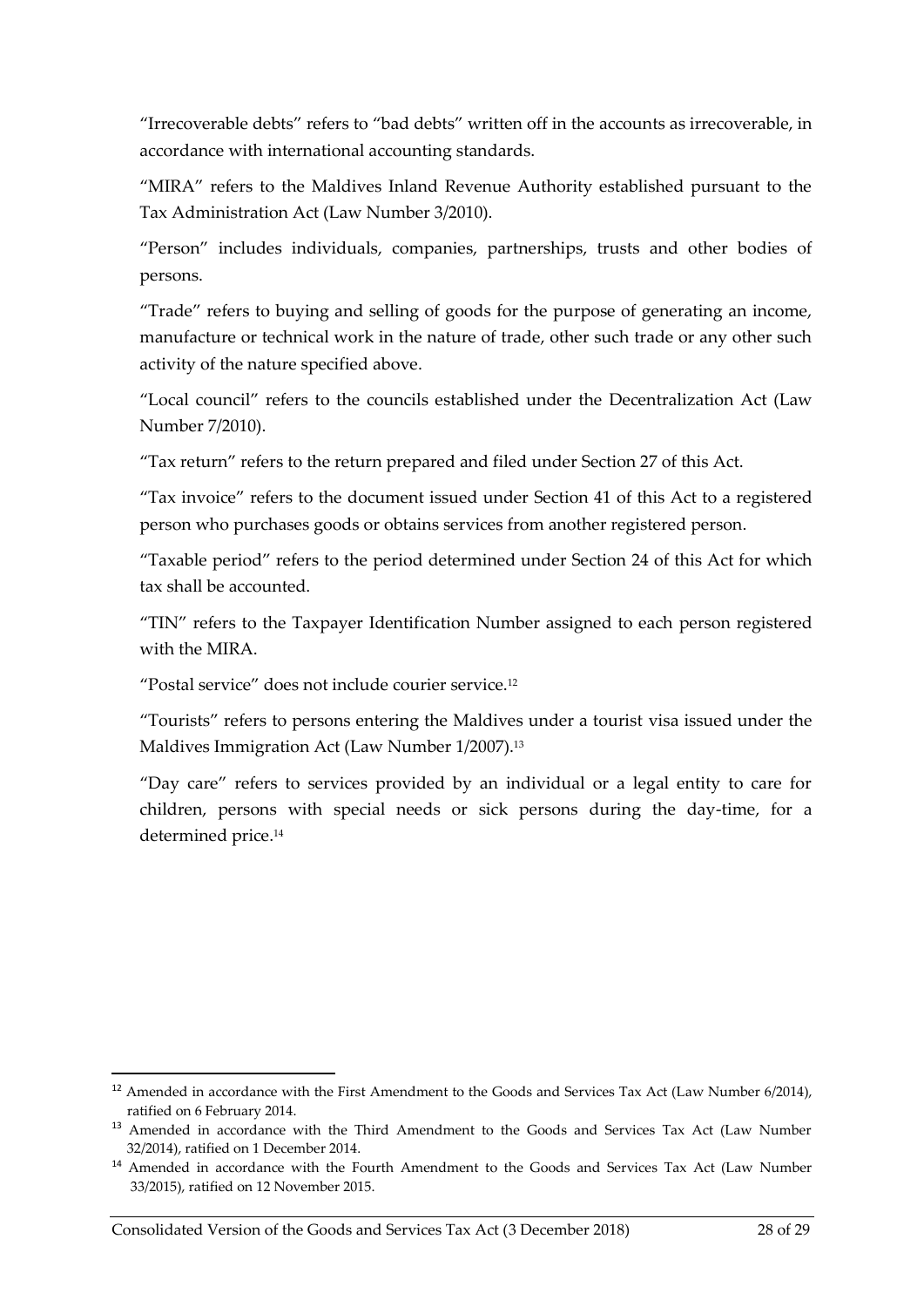"Irrecoverable debts" refers to "bad debts" written off in the accounts as irrecoverable, in accordance with international accounting standards.

"MIRA" refers to the Maldives Inland Revenue Authority established pursuant to the Tax Administration Act (Law Number 3/2010).

"Person" includes individuals, companies, partnerships, trusts and other bodies of persons.

"Trade" refers to buying and selling of goods for the purpose of generating an income, manufacture or technical work in the nature of trade, other such trade or any other such activity of the nature specified above.

"Local council" refers to the councils established under the Decentralization Act (Law Number 7/2010).

"Tax return" refers to the return prepared and filed under Section 27 of this Act.

"Tax invoice" refers to the document issued under Section 41 of this Act to a registered person who purchases goods or obtains services from another registered person.

"Taxable period" refers to the period determined under Section 24 of this Act for which tax shall be accounted.

"TIN" refers to the Taxpayer Identification Number assigned to each person registered with the MIRA.

"Postal service" does not include courier service.[12]

"Tourists" refers to persons entering the Maldives under a tourist visa issued under the Maldives Immigration Act (Law Number 1/2007).[13]

"Day care" refers to services provided by an individual or a legal entity to care for children, persons with special needs or sick persons during the day-time, for a determined price.[14]

---

[12] Amended in accordance with the First Amendment to the Goods and Services Tax Act (Law Number 6/2014), ratified on 6 February 2014.

[13] Amended in accordance with the Third Amendment to the Goods and Services Tax Act (Law Number 32/2014), ratified on 1 December 2014.

[14] Amended in accordance with the Fourth Amendment to the Goods and Services Tax Act (Law Number 33/2015), ratified on 12 November 2015.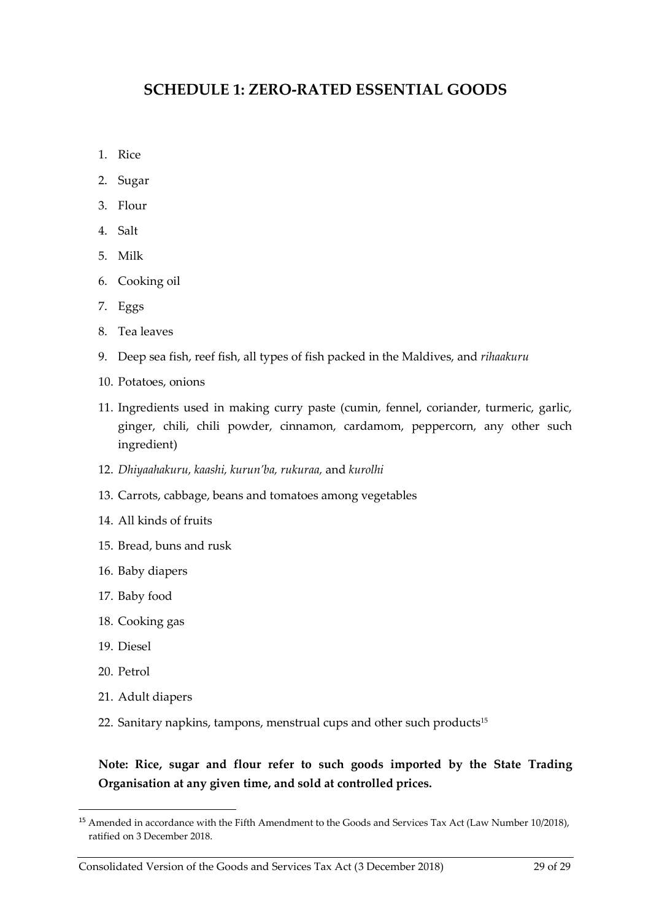# SCHEDULE 1: ZERO-RATED ESSENTIAL GOODS

1. Rice
2. Sugar
3. Flour
4. Salt
5. Milk
6. Cooking oil
7. Eggs
8. Tea leaves
9. Deep sea fish, reef fish, all types of fish packed in the Maldives, and *rihaakuru*
10. Potatoes, onions
11. Ingredients used in making curry paste (cumin, fennel, coriander, turmeric, garlic, ginger, chili, chili powder, cinnamon, cardamom, peppercorn, any other such ingredient)
12. *Dhiyaahakuru, kaashi, kurun'ba, rukuraa,* and *kurolhi*
13. Carrots, cabbage, beans and tomatoes among vegetables
14. All kinds of fruits
15. Bread, buns and rusk
16. Baby diapers
17. Baby food
18. Cooking gas
19. Diesel
20. Petrol
21. Adult diapers
22. Sanitary napkins, tampons, menstrual cups and other such products[15]

**Note: Rice, sugar and flour refer to such goods imported by the State Trading Organisation at any given time, and sold at controlled prices.**

[15] Amended in accordance with the Fifth Amendment to the Goods and Services Tax Act (Law Number 10/2018), ratified on 3 December 2018.